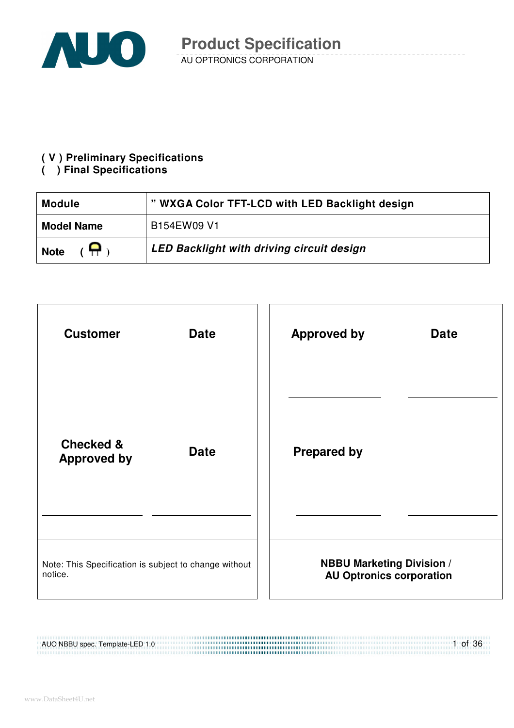# Product Specification

AU OPTRONICS CORPORATION

( V ) Preliminary Specifications
(    ) Final Specifications

| Module | " WXGA Color TFT-LCD with LED Backlight design |
|---|---|
| Model Name | B154EW09 V1 |
| Note ( ) | ***LED Backlight with driving circuit design*** |

| Customer | Date | Approved by | Date |
|---|---|---|---|
| Checked & Approved by | Date | Prepared by | |
| Note: This Specification is subject to change without notice. | | **NBBU Marketing Division / AU Optronics corporation** | |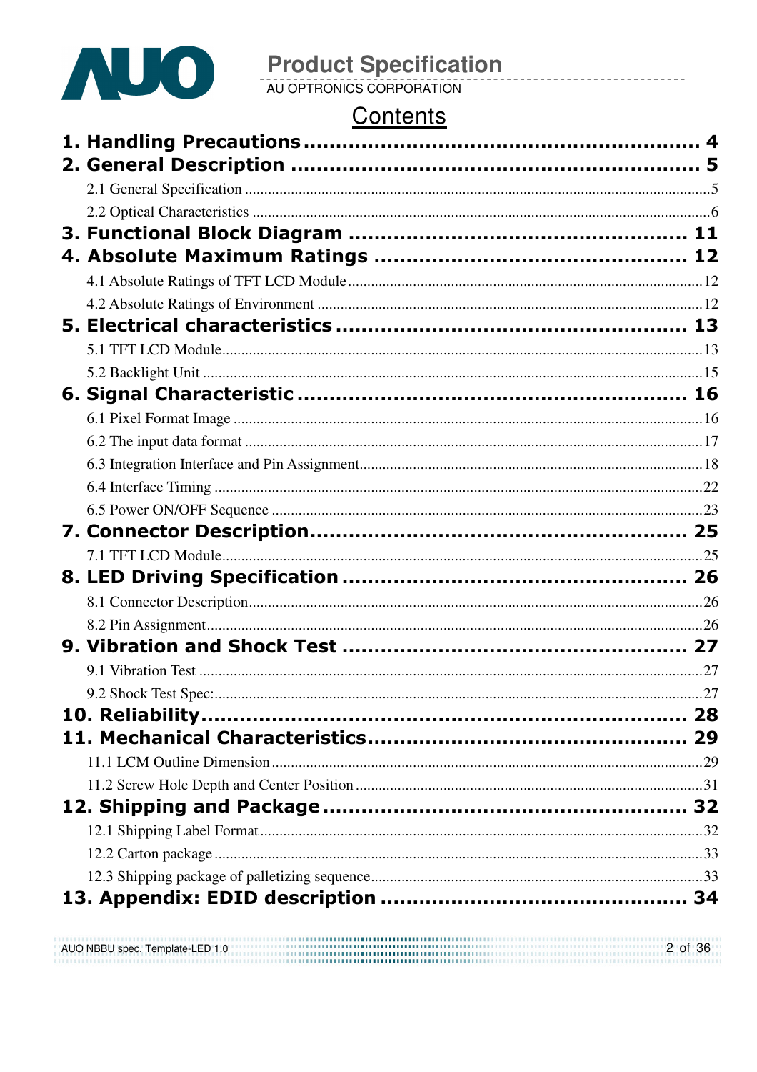# Contents

**1. Handling Precautions ........................................................... 4**

**2. General Description ............................................................. 5**

2.1 General Specification ..................................................................................5

2.2 Optical Characteristics ................................................................................6

**3. Functional Block Diagram .................................................. 11**

**4. Absolute Maximum Ratings ............................................... 12**

4.1 Absolute Ratings of TFT LCD Module ........................................................12

4.2 Absolute Ratings of Environment ...............................................................12

**5. Electrical characteristics ..................................................... 13**

5.1 TFT LCD Module..........................................................................................13

5.2 Backlight Unit ...............................................................................................15

**6. Signal Characteristic .......................................................... 16**

6.1 Pixel Format Image .....................................................................................16

6.2 The input data format ..................................................................................17

6.3 Integration Interface and Pin Assignment.....................................................18

6.4 Interface Timing ...........................................................................................22

6.5 Power ON/OFF Sequence ............................................................................23

**7. Connector Description......................................................... 25**

7.1 TFT LCD Module..........................................................................................25

**8. LED Driving Specification .................................................... 26**

8.1 Connector Description..................................................................................26

8.2 Pin Assignment.............................................................................................26

**9. Vibration and Shock Test .................................................... 27**

9.1 Vibration Test ...............................................................................................27

9.2 Shock Test Spec:..........................................................................................27

**10. Reliability.......................................................................... 28**

**11. Mechanical Characteristics................................................ 29**

11.1 LCM Outline Dimension .............................................................................29

11.2 Screw Hole Depth and Center Position ......................................................31

**12. Shipping and Package ...................................................... 32**

12.1 Shipping Label Format ...............................................................................32

12.2 Carton package ...........................................................................................33

12.3 Shipping package of palletizing sequence...................................................33

**13. Appendix: EDID description .............................................. 34**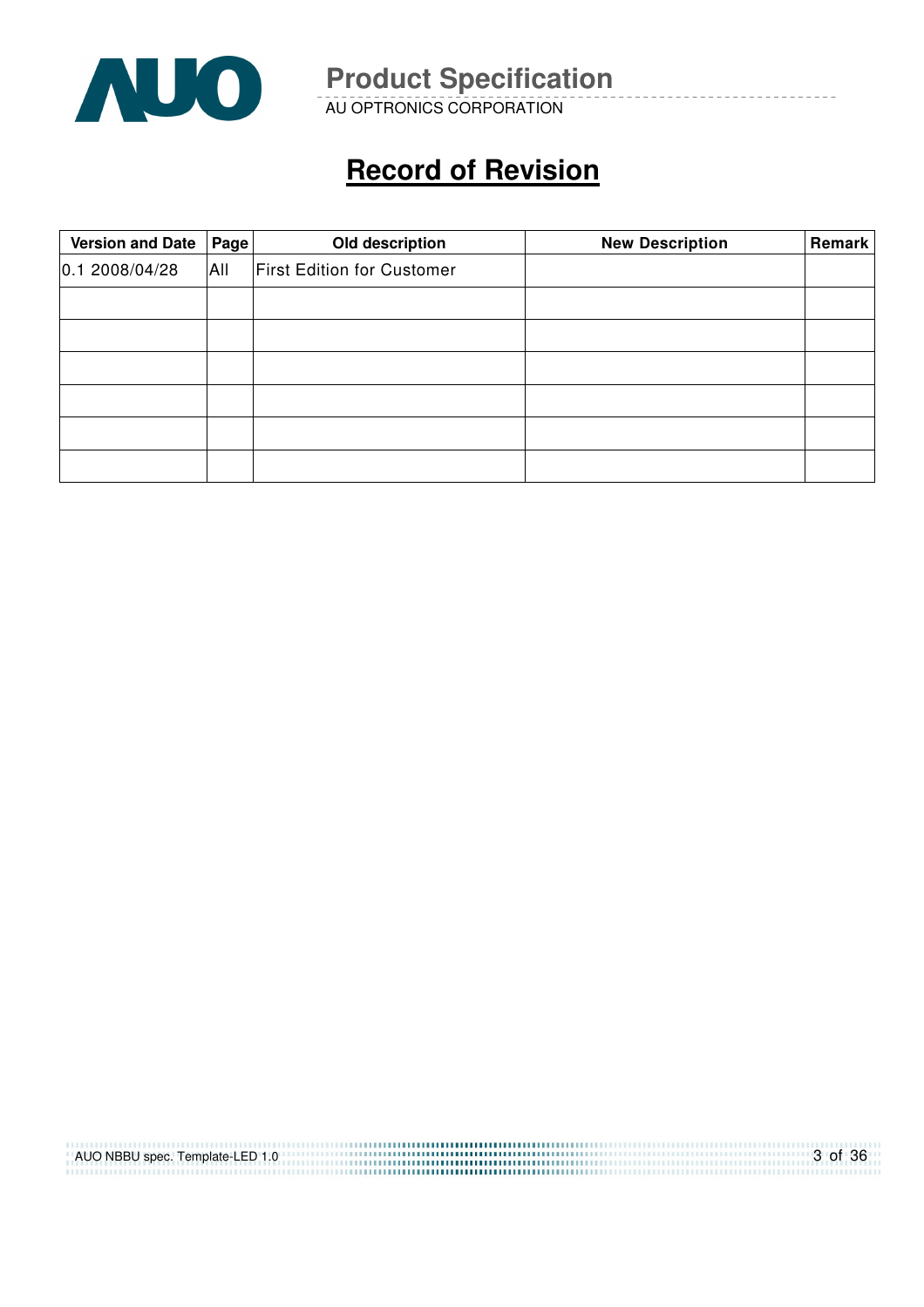# Record of Revision

| Version and Date | Page | Old description | New Description | Remark |
|---|---|---|---|---|
| 0.1 2008/04/28 | All | First Edition for Customer | | |
| | | | | |
| | | | | |
| | | | | |
| | | | | |
| | | | | |
| | | | | |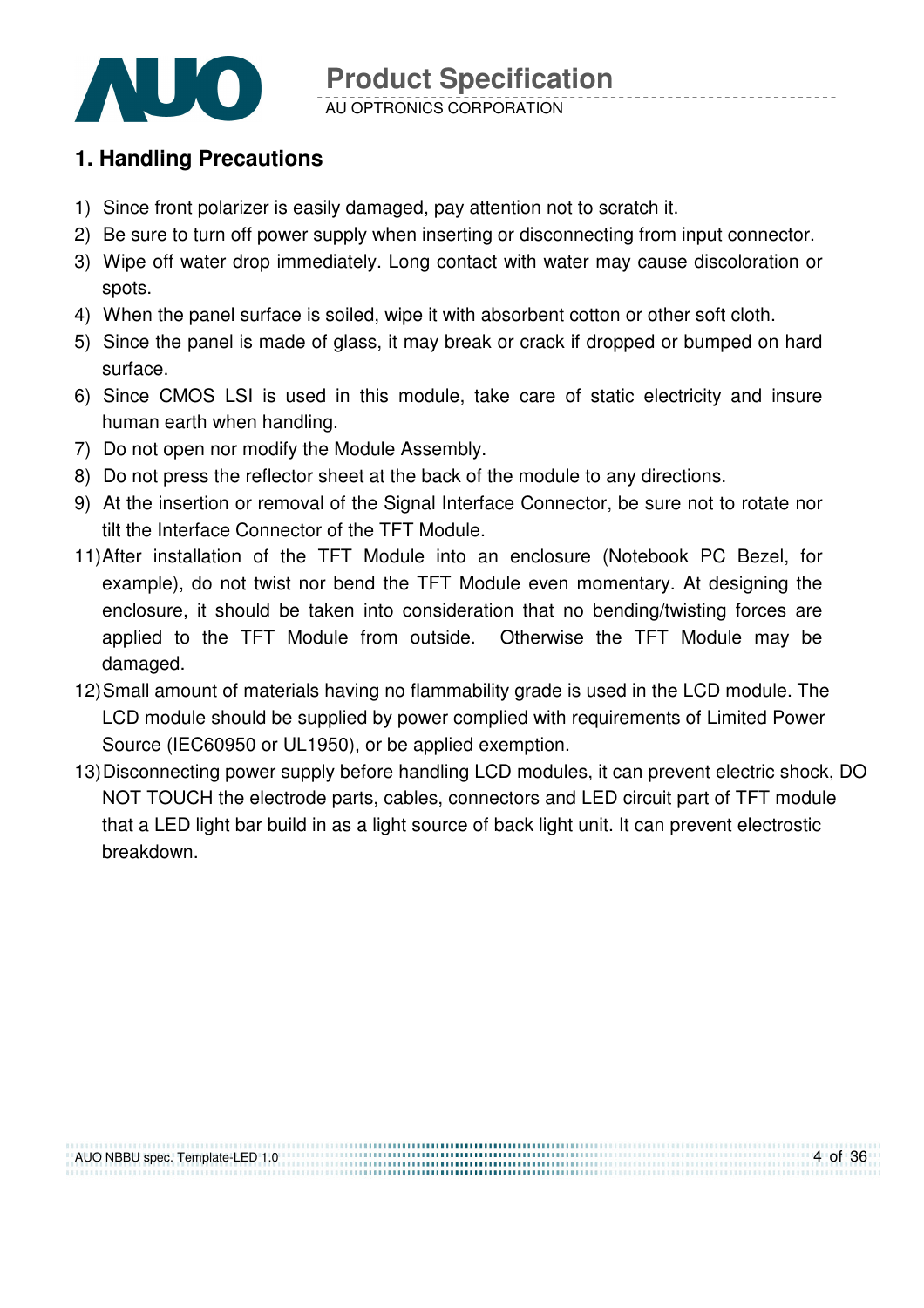## 1. Handling Precautions

1) Since front polarizer is easily damaged, pay attention not to scratch it.
2) Be sure to turn off power supply when inserting or disconnecting from input connector.
3) Wipe off water drop immediately. Long contact with water may cause discoloration or spots.
4) When the panel surface is soiled, wipe it with absorbent cotton or other soft cloth.
5) Since the panel is made of glass, it may break or crack if dropped or bumped on hard surface.
6) Since CMOS LSI is used in this module, take care of static electricity and insure human earth when handling.
7) Do not open nor modify the Module Assembly.
8) Do not press the reflector sheet at the back of the module to any directions.
9) At the insertion or removal of the Signal Interface Connector, be sure not to rotate nor tilt the Interface Connector of the TFT Module.
11) After installation of the TFT Module into an enclosure (Notebook PC Bezel, for example), do not twist nor bend the TFT Module even momentary. At designing the enclosure, it should be taken into consideration that no bending/twisting forces are applied to the TFT Module from outside. Otherwise the TFT Module may be damaged.
12) Small amount of materials having no flammability grade is used in the LCD module. The LCD module should be supplied by power complied with requirements of Limited Power Source (IEC60950 or UL1950), or be applied exemption.
13) Disconnecting power supply before handling LCD modules, it can prevent electric shock, DO NOT TOUCH the electrode parts, cables, connectors and LED circuit part of TFT module that a LED light bar build in as a light source of back light unit. It can prevent electrostic breakdown.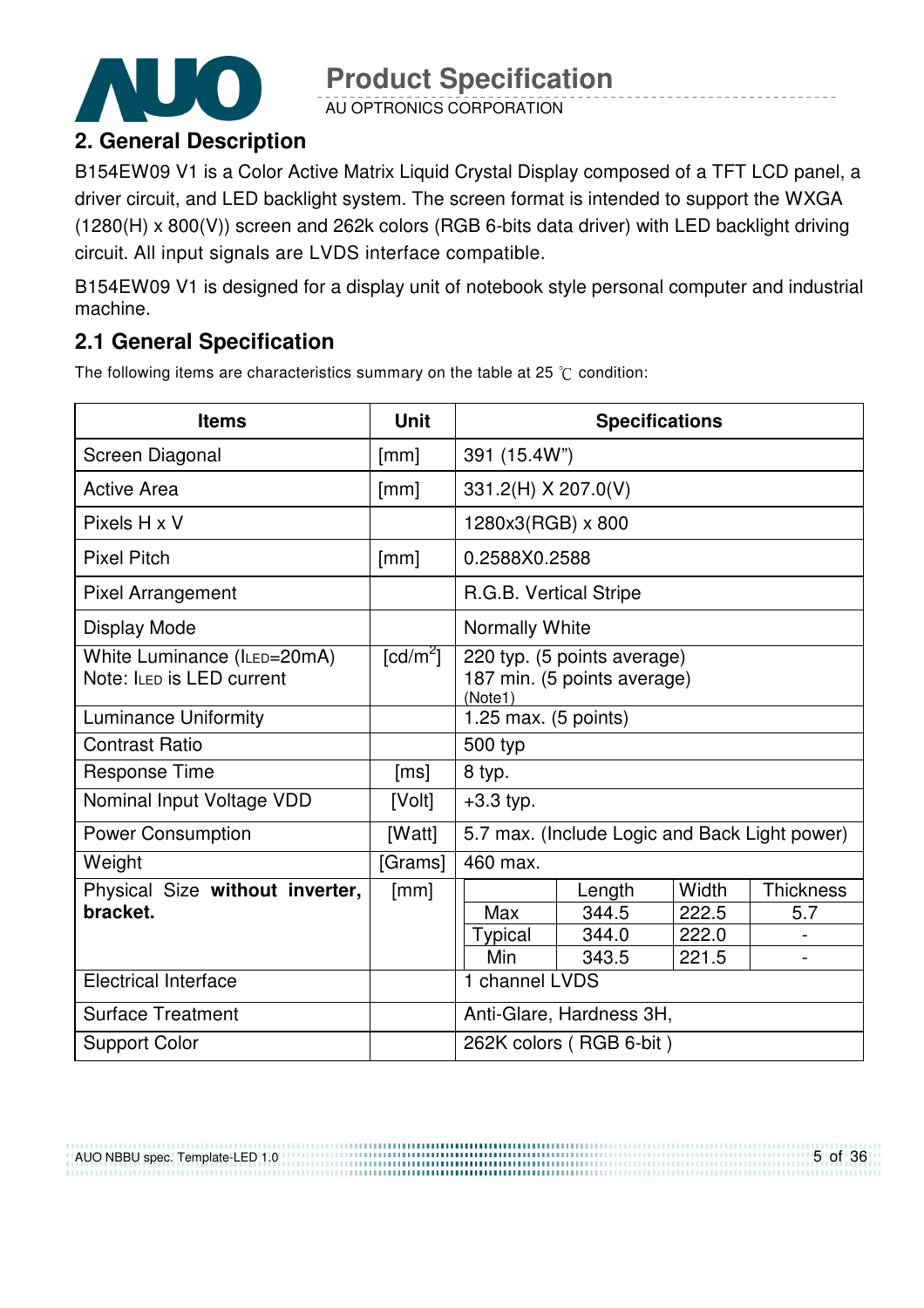## 2. General Description

B154EW09 V1 is a Color Active Matrix Liquid Crystal Display composed of a TFT LCD panel, a driver circuit, and LED backlight system. The screen format is intended to support the WXGA (1280(H) x 800(V)) screen and 262k colors (RGB 6-bits data driver) with LED backlight driving circuit. All input signals are LVDS interface compatible.

B154EW09 V1 is designed for a display unit of notebook style personal computer and industrial machine.

### 2.1 General Specification

The following items are characteristics summary on the table at 25 ℃ condition:

| Items | Unit | Specifications | | | |
|---|---|---|---|---|---|
| Screen Diagonal | [mm] | 391 (15.4W") | | | |
| Active Area | [mm] | 331.2(H) X 207.0(V) | | | |
| Pixels H x V | | 1280x3(RGB) x 800 | | | |
| Pixel Pitch | [mm] | 0.2588X0.2588 | | | |
| Pixel Arrangement | | R.G.B. Vertical Stripe | | | |
| Display Mode | | Normally White | | | |
| White Luminance ($I_{LED}$=20mA) Note: $I_{LED}$ is LED current | [cd/m$^2$] | 220 typ. (5 points average) 187 min. (5 points average) (Note1) | | | |
| Luminance Uniformity | | 1.25 max. (5 points) | | | |
| Contrast Ratio | | 500 typ | | | |
| Response Time | [ms] | 8 typ. | | | |
| Nominal Input Voltage VDD | [Volt] | +3.3 typ. | | | |
| Power Consumption | [Watt] | 5.7 max. (Include Logic and Back Light power) | | | |
| Weight | [Grams] | 460 max. | | | |
| Physical Size **without inverter, bracket.** | [mm] | | Length | Width | Thickness |
| | | Max | 344.5 | 222.5 | 5.7 |
| | | Typical | 344.0 | 222.0 | - |
| | | Min | 343.5 | 221.5 | - |
| Electrical Interface | | 1 channel LVDS | | | |
| Surface Treatment | | Anti-Glare, Hardness 3H, | | | |
| Support Color | | 262K colors ( RGB 6-bit ) | | | |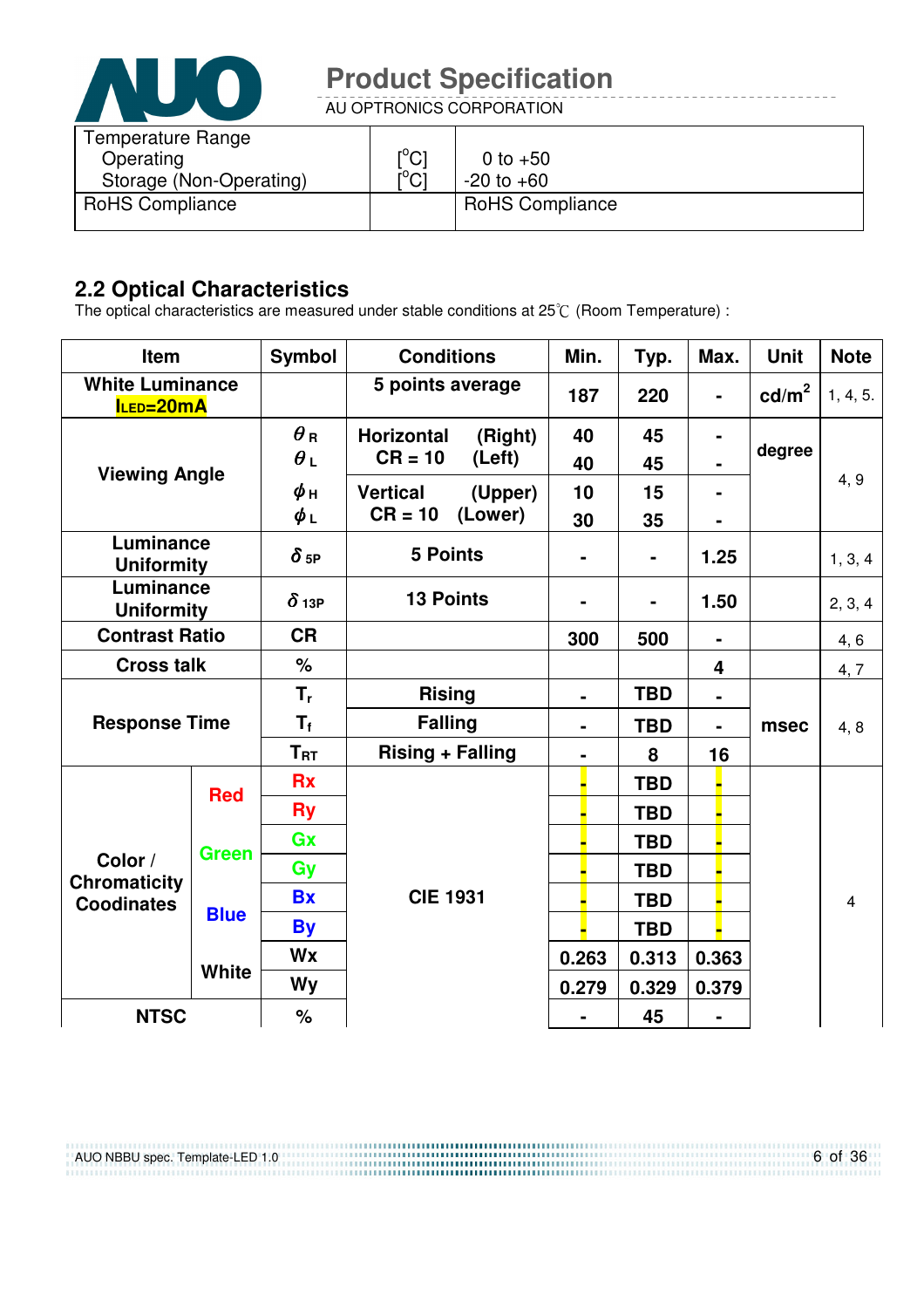| Temperature Range | | |
|---|---|---|
| Operating | [°C] | 0 to +50 |
| Storage (Non-Operating) | [°C] | -20 to +60 |
| RoHS Compliance | | RoHS Compliance |

## 2.2 Optical Characteristics

The optical characteristics are measured under stable conditions at 25℃ (Room Temperature) :

| Item | | Symbol | Conditions | Min. | Typ. | Max. | Unit | Note |
|---|---|---|---|---|---|---|---|---|
| White Luminance $I_{LED}$=20mA | | | 5 points average | 187 | 220 | - | cd/m² | 1, 4, 5. |
| Viewing Angle | | $\theta_R$ | Horizontal (Right) CR = 10 | 40 | 45 | - | degree | 4, 9 |
| | | $\theta_L$ | Horizontal (Left) CR = 10 | 40 | 45 | - | | |
| | | $\phi_H$ | Vertical (Upper) CR = 10 | 10 | 15 | - | | |
| | | $\phi_L$ | Vertical (Lower) CR = 10 | 30 | 35 | - | | |
| Luminance Uniformity | | $\delta_{5P}$ | 5 Points | - | - | 1.25 | | 1, 3, 4 |
| Luminance Uniformity | | $\delta_{13P}$ | 13 Points | - | - | 1.50 | | 2, 3, 4 |
| Contrast Ratio | | CR | | 300 | 500 | - | | 4, 6 |
| Cross talk | | % | | | | 4 | | 4, 7 |
| Response Time | | $T_r$ | Rising | - | TBD | - | msec | 4, 8 |
| | | $T_f$ | Falling | - | TBD | - | | |
| | | $T_{RT}$ | Rising + Falling | - | 8 | 16 | | |
| Color / Chromaticity Coodinates | Red | Rx | CIE 1931 | - | TBD | - | | 4 |
| | | Ry | | - | TBD | - | | |
| | Green | Gx | | - | TBD | - | | |
| | | Gy | | - | TBD | - | | |
| | Blue | Bx | | - | TBD | - | | |
| | | By | | - | TBD | - | | |
| | White | Wx | | 0.263 | 0.313 | 0.363 | | |
| | | Wy | | 0.279 | 0.329 | 0.379 | | |
| NTSC | | % | | - | 45 | - | | |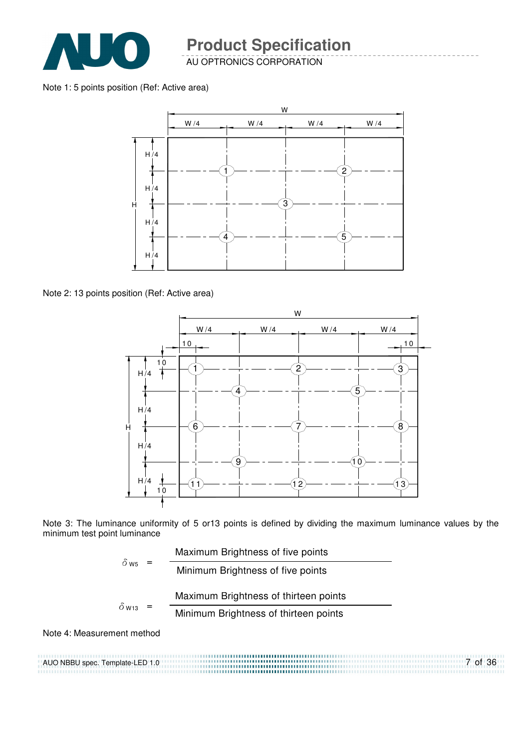Note 1: 5 points position (Ref: Active area)

Note 2: 13 points position (Ref: Active area)

Note 3: The luminance uniformity of 5 or13 points is defined by dividing the maximum luminance values by the minimum test point luminance

$$\delta_{W5} = \frac{\text{Maximum Brightness of five points}}{\text{Minimum Brightness of five points}}$$

$$\delta_{W13} = \frac{\text{Maximum Brightness of thirteen points}}{\text{Minimum Brightness of thirteen points}}$$

Note 4: Measurement method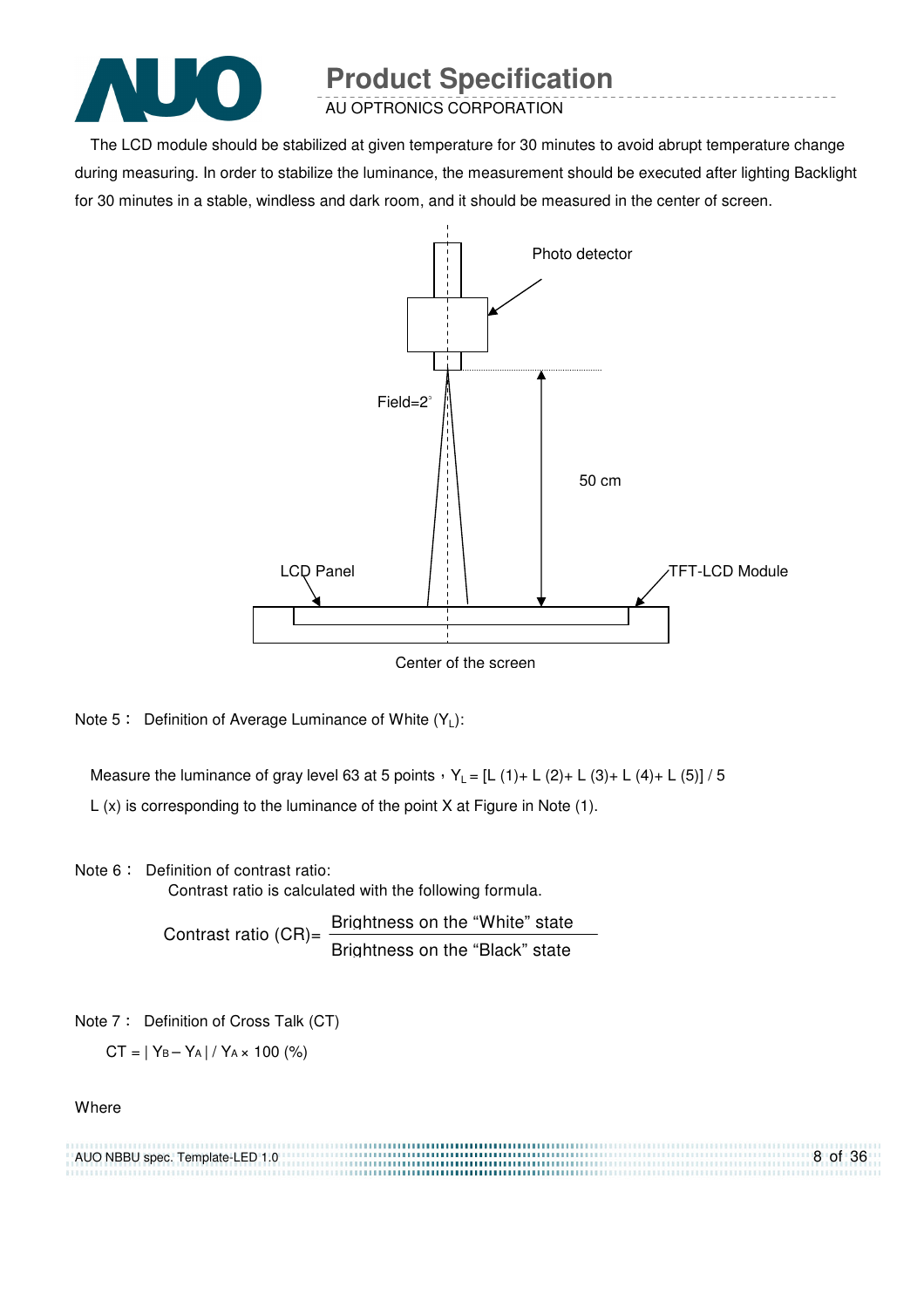The LCD module should be stabilized at given temperature for 30 minutes to avoid abrupt temperature change during measuring. In order to stabilize the luminance, the measurement should be executed after lighting Backlight for 30 minutes in a stable, windless and dark room, and it should be measured in the center of screen.

Photo detector

Field=2°

50 cm

LCD Panel

TFT-LCD Module

Center of the screen

Note 5： Definition of Average Luminance of White ($Y_L$):

Measure the luminance of gray level 63 at 5 points，$Y_L = [L(1)+ L(2)+ L(3)+ L(4)+ L(5)] / 5$

L (x) is corresponding to the luminance of the point X at Figure in Note (1).

Note 6： Definition of contrast ratio:

Contrast ratio is calculated with the following formula.

$$\text{Contrast ratio (CR)} = \frac{\text{Brightness on the "White" state}}{\text{Brightness on the "Black" state}}$$

Note 7： Definition of Cross Talk (CT)

$$CT = | Y_B - Y_A | / Y_A \times 100\ (\%)$$

Where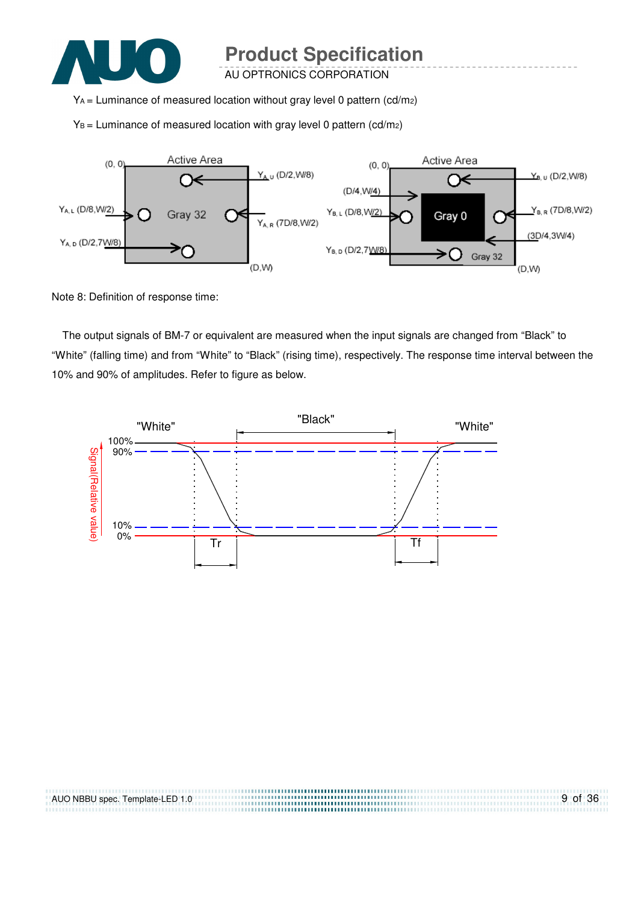$Y_A$ = Luminance of measured location without gray level 0 pattern (cd/m2)

$Y_B$ = Luminance of measured location with gray level 0 pattern (cd/m2)

Note 8: Definition of response time:

The output signals of BM-7 or equivalent are measured when the input signals are changed from “Black” to “White” (falling time) and from “White” to “Black” (rising time), respectively. The response time interval between the 10% and 90% of amplitudes. Refer to figure as below.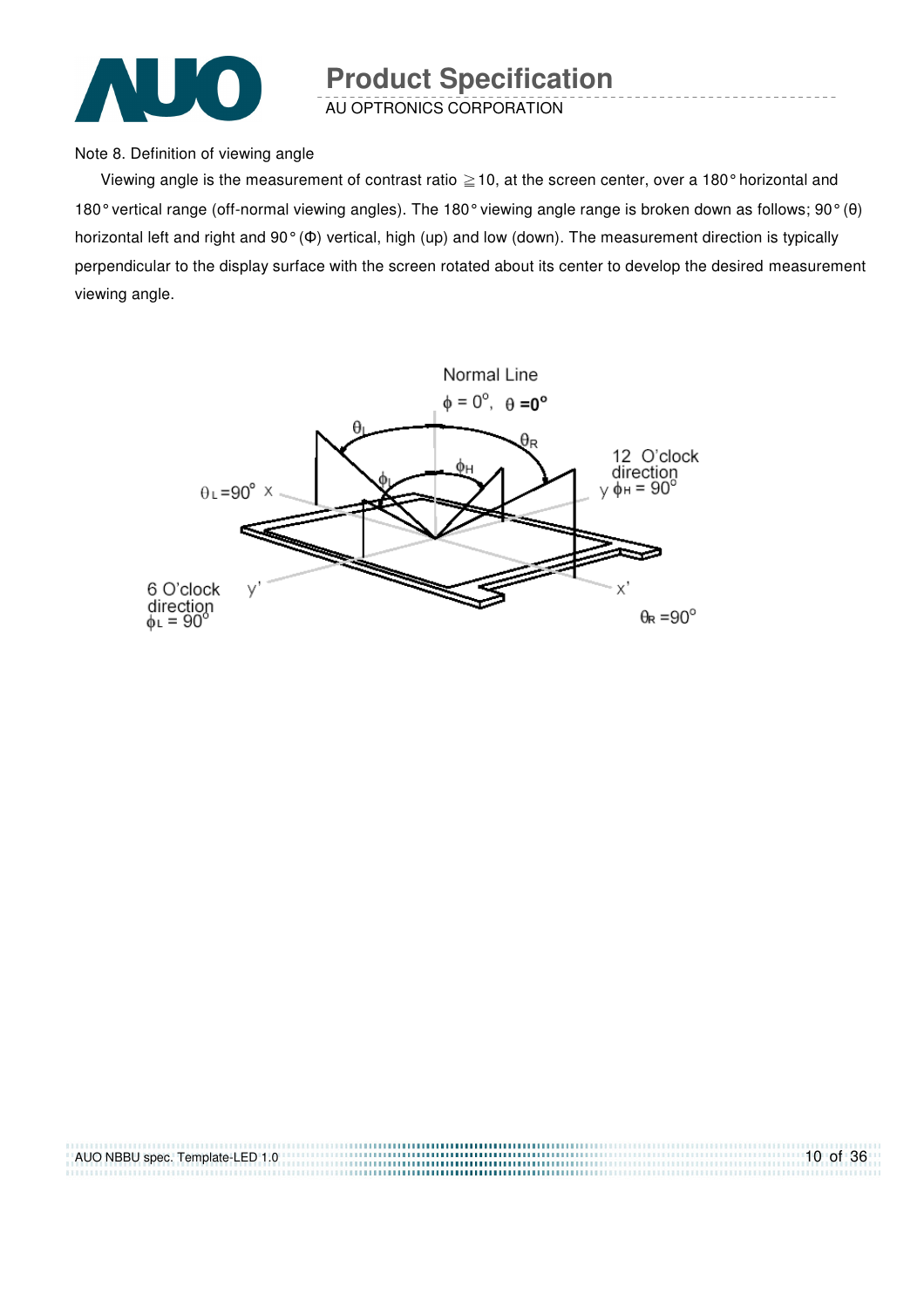Note 8. Definition of viewing angle

Viewing angle is the measurement of contrast ratio ≧10, at the screen center, over a 180° horizontal and 180° vertical range (off-normal viewing angles). The 180° viewing angle range is broken down as follows; 90° (θ) horizontal left and right and 90° (Φ) vertical, high (up) and low (down). The measurement direction is typically perpendicular to the display surface with the screen rotated about its center to develop the desired measurement viewing angle.

Normal Line

$\phi = 0^o$, $\theta = 0^o$

$\theta_L$ $\theta_R$ $\phi_H$ $\phi_L$

$\theta_L = 90^o$ x

12 O'clock direction
y $\phi_H = 90^o$

6 O'clock direction
$\phi_L = 90^o$ y'

x'

$\theta_R = 90^o$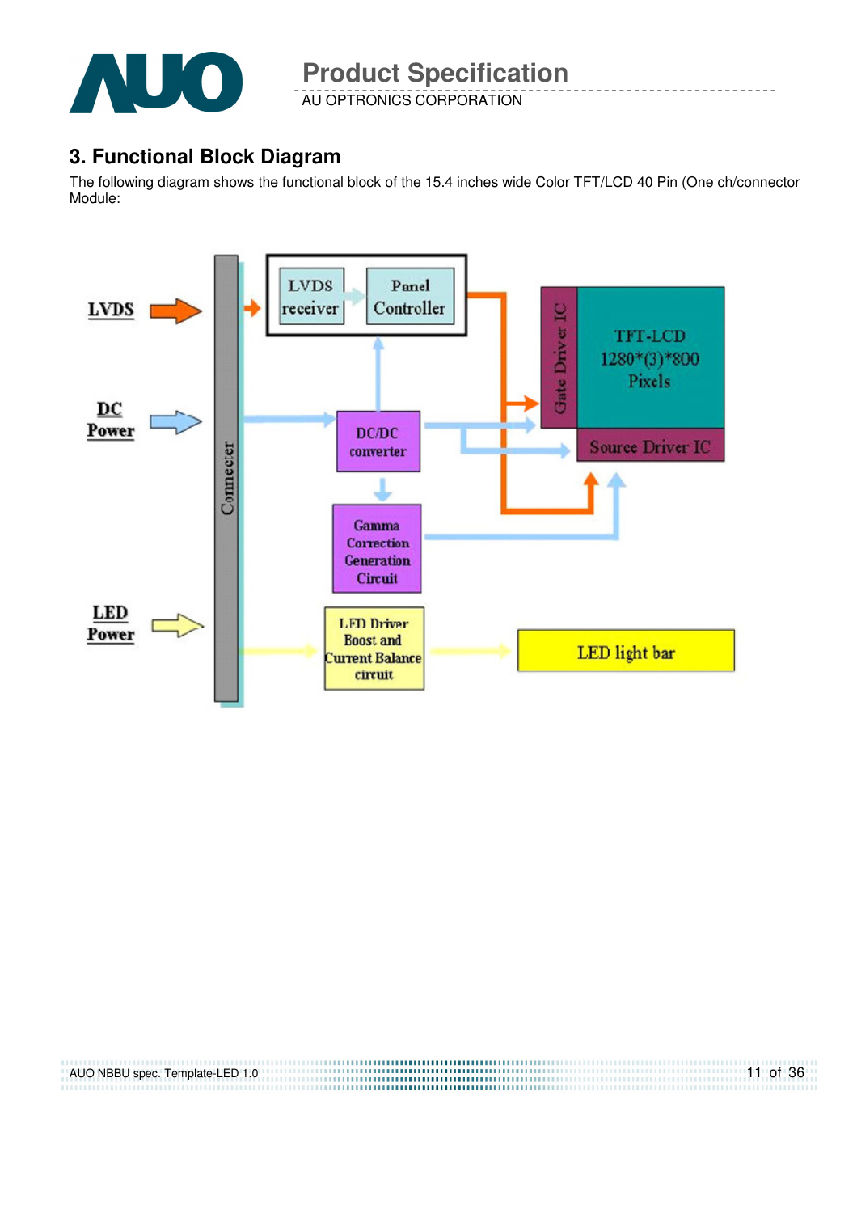## 3. Functional Block Diagram

The following diagram shows the functional block of the 15.4 inches wide Color TFT/LCD 40 Pin (One ch/connector Module:

LVDS

DC Power

LED Power

Connector

LVDS receiver

Panel Controller

DC/DC converter

Gamma Correction Generation Circuit

LED Driver Boost and Current Balance circuit

Gate Driver IC

TFT-LCD 1280*(3)*800 Pixels

Source Driver IC

LED light bar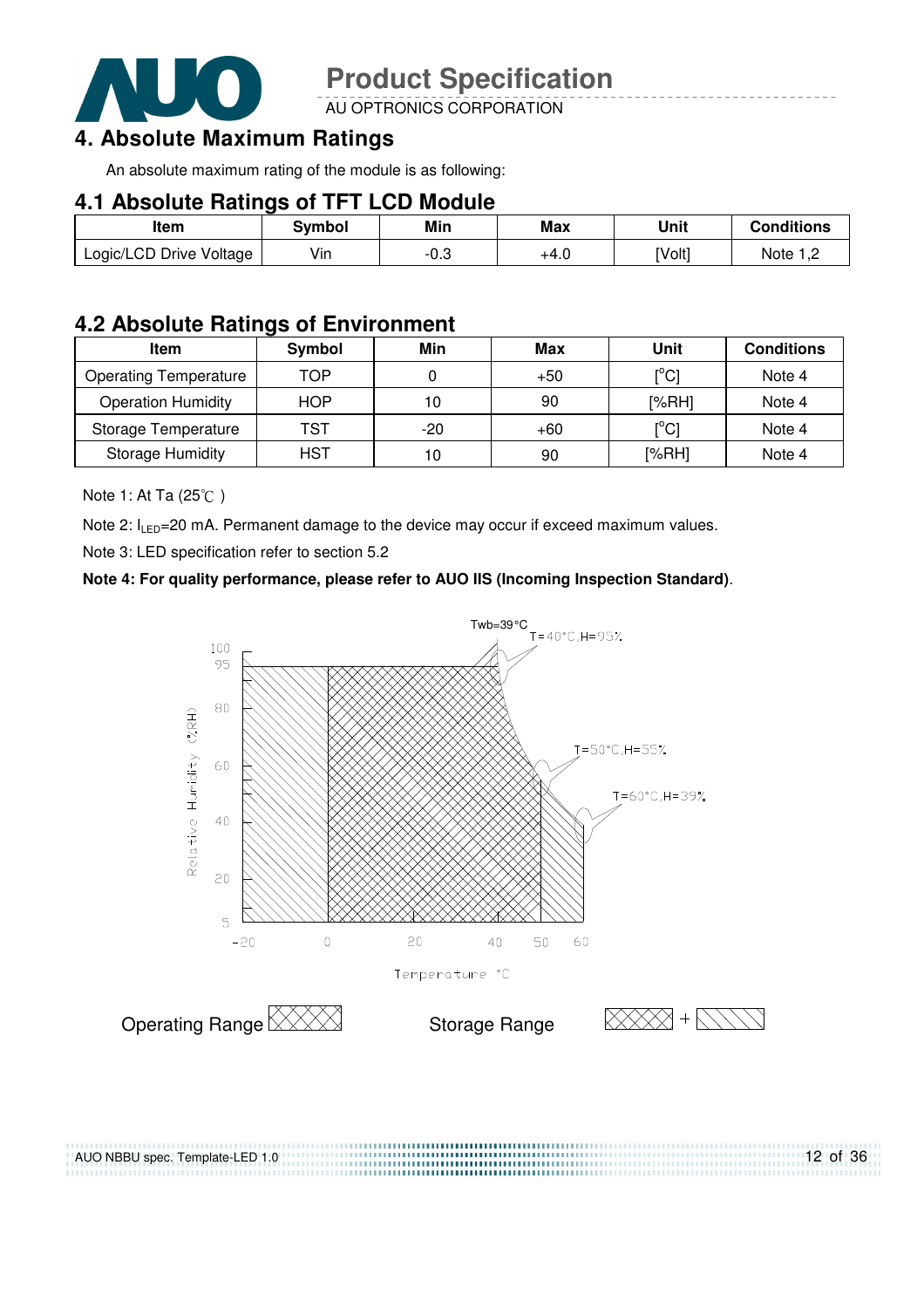# 4. Absolute Maximum Ratings

An absolute maximum rating of the module is as following:

## 4.1 Absolute Ratings of TFT LCD Module

| Item | Symbol | Min | Max | Unit | Conditions |
|---|---|---|---|---|---|
| Logic/LCD Drive Voltage | Vin | -0.3 | +4.0 | [Volt] | Note 1,2 |

## 4.2 Absolute Ratings of Environment

| Item | Symbol | Min | Max | Unit | Conditions |
|---|---|---|---|---|---|
| Operating Temperature | TOP | 0 | +50 | [°C] | Note 4 |
| Operation Humidity | HOP | 10 | 90 | [%RH] | Note 4 |
| Storage Temperature | TST | -20 | +60 | [°C] | Note 4 |
| Storage Humidity | HST | 10 | 90 | [%RH] | Note 4 |

Note 1: At Ta (25℃ )

Note 2: $I_{LED}$=20 mA. Permanent damage to the device may occur if exceed maximum values.

Note 3: LED specification refer to section 5.2

**Note 4: For quality performance, please refer to AUO IIS (Incoming Inspection Standard)**.

Twb=39°C

T=40°C,H=95%

T=50°C,H=55%

T=60°C,H=39%

Relative Humidity (%RH)

Temperature °C

Operating Range

Storage Range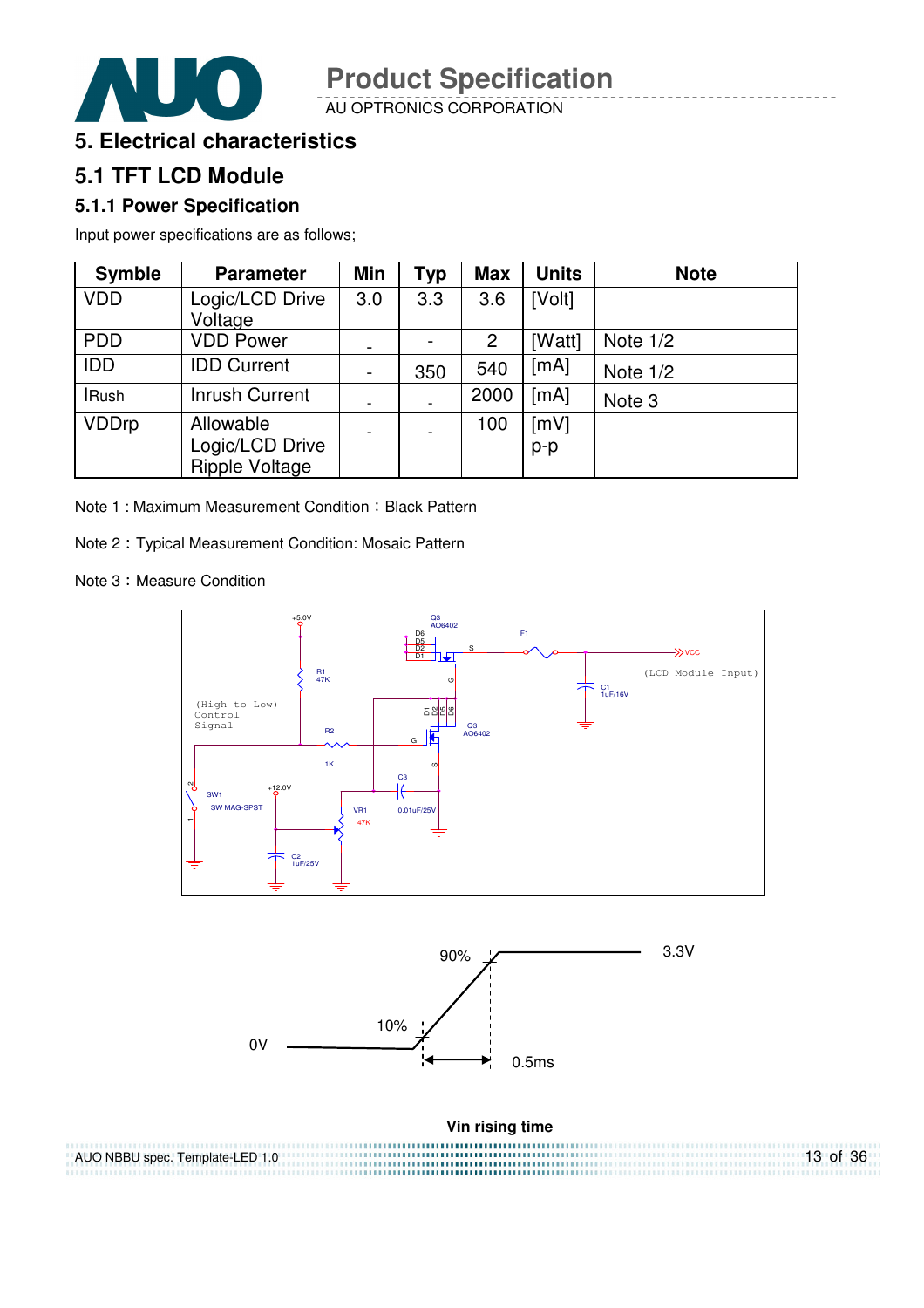# 5. Electrical characteristics

## 5.1 TFT LCD Module

### 5.1.1 Power Specification

Input power specifications are as follows;

| Symble | Parameter | Min | Typ | Max | Units | Note |
|---|---|---|---|---|---|---|
| VDD | Logic/LCD Drive Voltage | 3.0 | 3.3 | 3.6 | [Volt] | |
| PDD | VDD Power | - | - | 2 | [Watt] | Note 1/2 |
| IDD | IDD Current | - | 350 | 540 | [mA] | Note 1/2 |
| IRush | Inrush Current | - | - | 2000 | [mA] | Note 3 |
| VDDrp | Allowable Logic/LCD Drive Ripple Voltage | - | - | 100 | [mV] p-p | |

Note 1 : Maximum Measurement Condition：Black Pattern

Note 2：Typical Measurement Condition: Mosaic Pattern

Note 3：Measure Condition

Vin rising time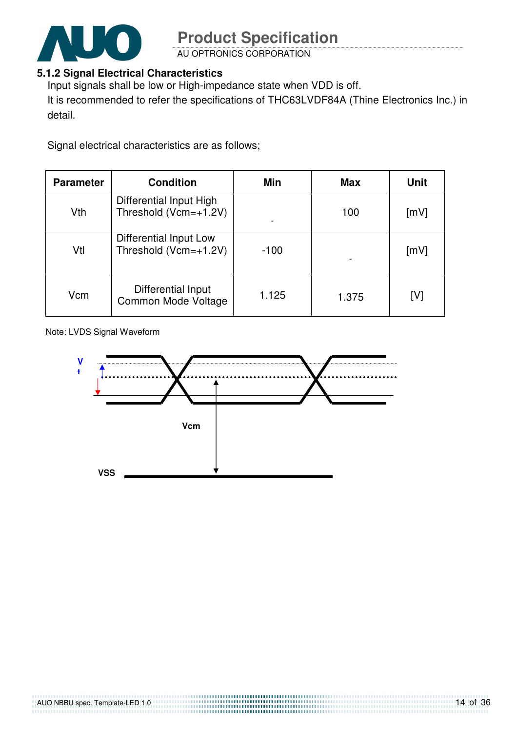### 5.1.2 Signal Electrical Characteristics

Input signals shall be low or High-impedance state when VDD is off.

It is recommended to refer the specifications of THC63LVDF84A (Thine Electronics Inc.) in detail.

Signal electrical characteristics are as follows;

| Parameter | Condition | Min | Max | Unit |
|---|---|---|---|---|
| Vth | Differential Input High Threshold (Vcm=+1.2V) | - | 100 | [mV] |
| Vtl | Differential Input Low Threshold (Vcm=+1.2V) | -100 | - | [mV] |
| Vcm | Differential Input Common Mode Voltage | 1.125 | 1.375 | [V] |

Note: LVDS Signal Waveform

V

t

Vcm

VSS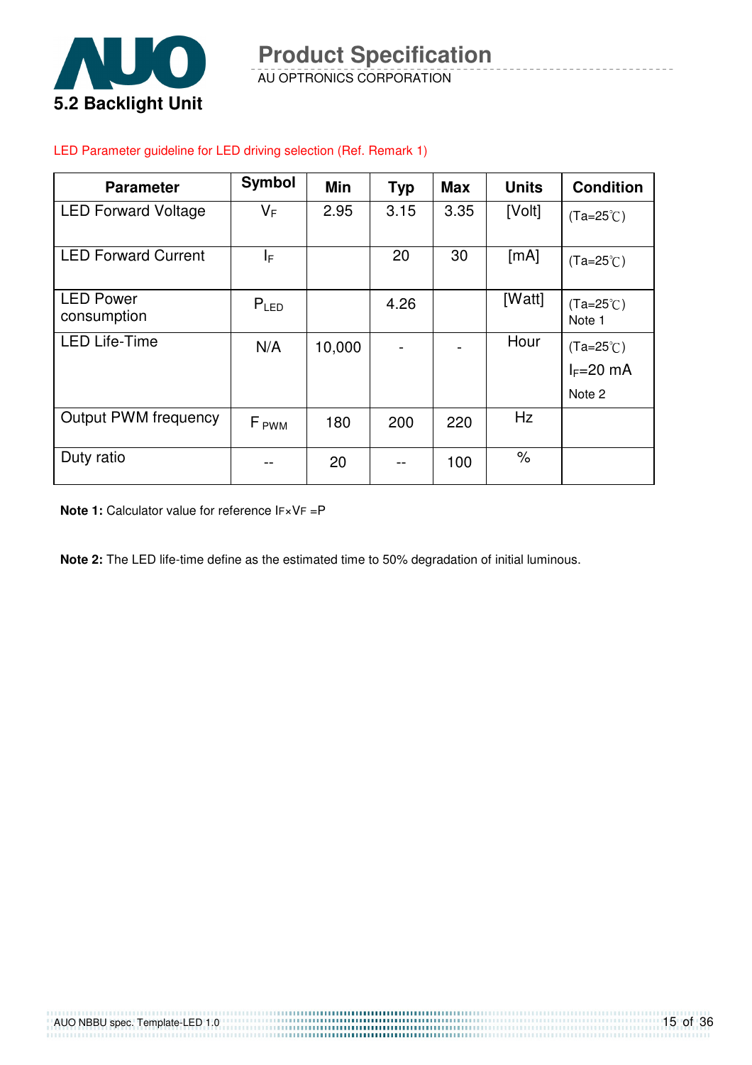## 5.2 Backlight Unit

LED Parameter guideline for LED driving selection (Ref. Remark 1)

| Parameter | Symbol | Min | Typ | Max | Units | Condition |
|---|---|---|---|---|---|---|
| LED Forward Voltage | $V_F$ | 2.95 | 3.15 | 3.35 | [Volt] | (Ta=25℃) |
| LED Forward Current | $I_F$ | | 20 | 30 | [mA] | (Ta=25℃) |
| LED Power consumption | $P_{LED}$ | | 4.26 | | [Watt] | (Ta=25℃) Note 1 |
| LED Life-Time | N/A | 10,000 | - | - | Hour | (Ta=25℃) $I_F$=20 mA Note 2 |
| Output PWM frequency | $F_{PWM}$ | 180 | 200 | 220 | Hz | |
| Duty ratio | -- | 20 | -- | 100 | % | |

**Note 1:** Calculator value for reference $I_F \times V_F = P$

**Note 2:** The LED life-time define as the estimated time to 50% degradation of initial luminous.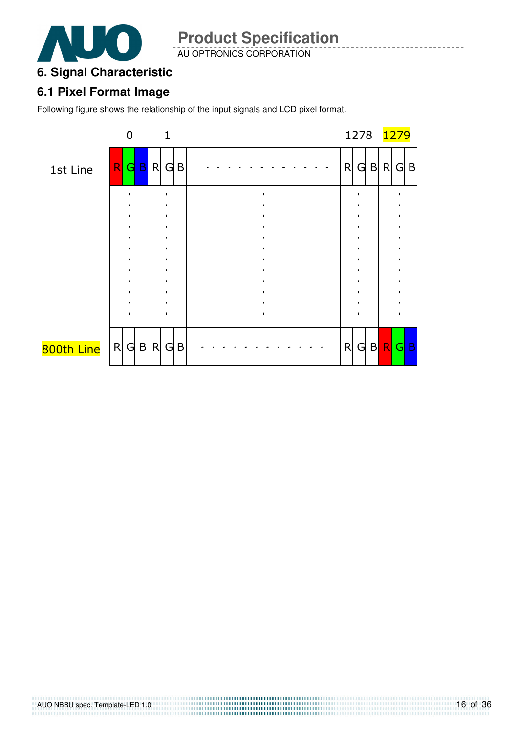# 6. Signal Characteristic

## 6.1 Pixel Format Image

Following figure shows the relationship of the input signals and LCD pixel format.

| | 0 | | | 1 | | | | 1278 | | | 1279 | | |
|---|---|---|---|---|---|---|---|---|---|---|---|---|---|
| 1st Line | R | G | B | R | G | B | - - - - - - - - - - - - - | R | G | B | R | G | B |
| | : | | | : | | | : | | : | | | : | |
| 800th Line | R | G | B | R | G | B | - - - - - - - - - - - - - | R | G | B | R | G | B |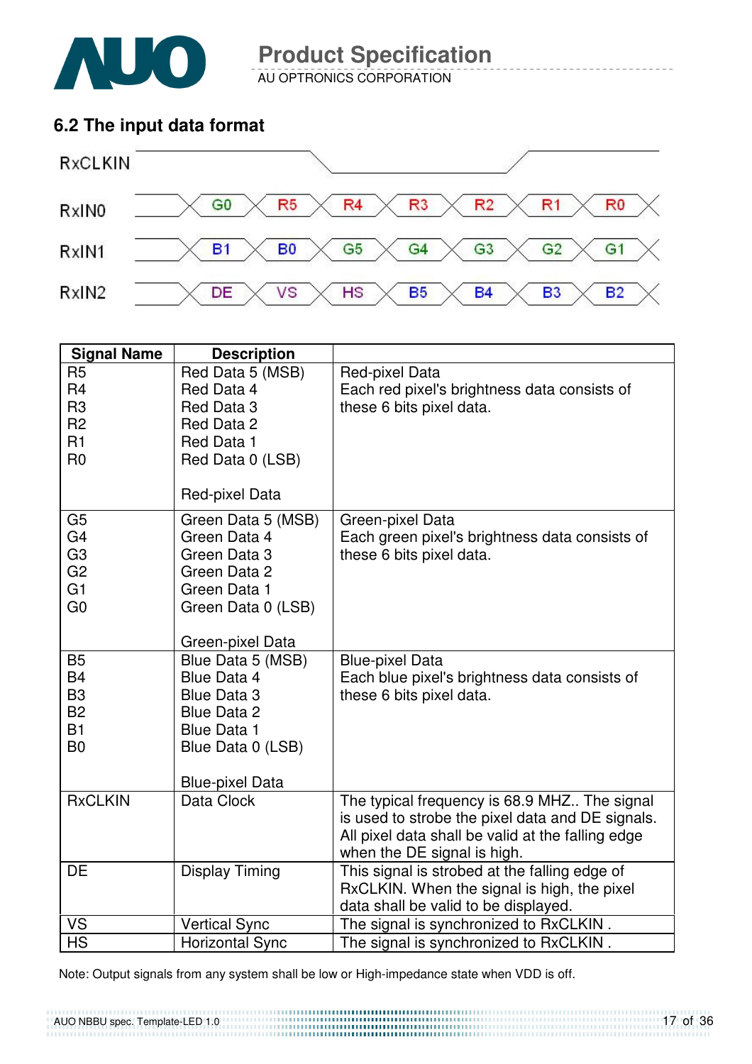## 6.2 The input data format

| RxCLKIN | | | | | | | |
|---|---|---|---|---|---|---|---|
| RxIN0 | G0 | R5 | R4 | R3 | R2 | R1 | R0 |
| RxIN1 | B1 | B0 | G5 | G4 | G3 | G2 | G1 |
| RxIN2 | DE | VS | HS | B5 | B4 | B3 | B2 |

| Signal Name | Description | |
|---|---|---|
| R5<br>R4<br>R3<br>R2<br>R1<br>R0 | Red Data 5 (MSB)<br>Red Data 4<br>Red Data 3<br>Red Data 2<br>Red Data 1<br>Red Data 0 (LSB)<br><br>Red-pixel Data | Red-pixel Data<br>Each red pixel's brightness data consists of these 6 bits pixel data. |
| G5<br>G4<br>G3<br>G2<br>G1<br>G0 | Green Data 5 (MSB)<br>Green Data 4<br>Green Data 3<br>Green Data 2<br>Green Data 1<br>Green Data 0 (LSB)<br><br>Green-pixel Data | Green-pixel Data<br>Each green pixel's brightness data consists of these 6 bits pixel data. |
| B5<br>B4<br>B3<br>B2<br>B1<br>B0 | Blue Data 5 (MSB)<br>Blue Data 4<br>Blue Data 3<br>Blue Data 2<br>Blue Data 1<br>Blue Data 0 (LSB)<br><br>Blue-pixel Data | Blue-pixel Data<br>Each blue pixel's brightness data consists of these 6 bits pixel data. |
| RxCLKIN | Data Clock | The typical frequency is 68.9 MHZ.. The signal is used to strobe the pixel data and DE signals. All pixel data shall be valid at the falling edge when the DE signal is high. |
| DE | Display Timing | This signal is strobed at the falling edge of RxCLKIN. When the signal is high, the pixel data shall be valid to be displayed. |
| VS | Vertical Sync | The signal is synchronized to RxCLKIN . |
| HS | Horizontal Sync | The signal is synchronized to RxCLKIN . |

Note: Output signals from any system shall be low or High-impedance state when VDD is off.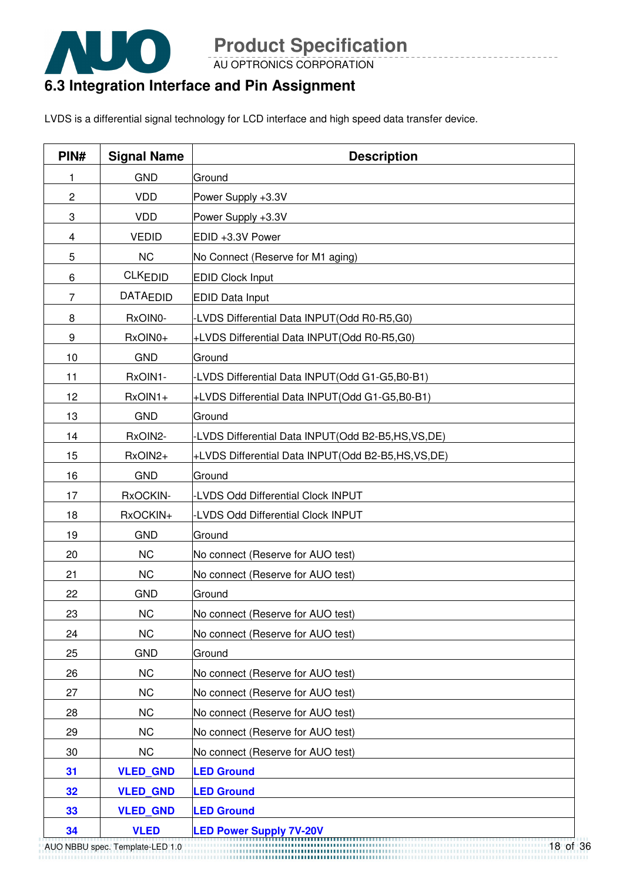## 6.3 Integration Interface and Pin Assignment

LVDS is a differential signal technology for LCD interface and high speed data transfer device.

| PIN# | Signal Name | Description |
|---|---|---|
| 1 | GND | Ground |
| 2 | VDD | Power Supply +3.3V |
| 3 | VDD | Power Supply +3.3V |
| 4 | VEDID | EDID +3.3V Power |
| 5 | NC | No Connect (Reserve for M1 aging) |
| 6 | $CLK_{EDID}$ | EDID Clock Input |
| 7 | $DATA_{EDID}$ | EDID Data Input |
| 8 | RxOIN0- | -LVDS Differential Data INPUT(Odd R0-R5,G0) |
| 9 | RxOIN0+ | +LVDS Differential Data INPUT(Odd R0-R5,G0) |
| 10 | GND | Ground |
| 11 | RxOIN1- | -LVDS Differential Data INPUT(Odd G1-G5,B0-B1) |
| 12 | RxOIN1+ | +LVDS Differential Data INPUT(Odd G1-G5,B0-B1) |
| 13 | GND | Ground |
| 14 | RxOIN2- | -LVDS Differential Data INPUT(Odd B2-B5,HS,VS,DE) |
| 15 | RxOIN2+ | +LVDS Differential Data INPUT(Odd B2-B5,HS,VS,DE) |
| 16 | GND | Ground |
| 17 | RxOCKIN- | -LVDS Odd Differential Clock INPUT |
| 18 | RxOCKIN+ | -LVDS Odd Differential Clock INPUT |
| 19 | GND | Ground |
| 20 | NC | No connect (Reserve for AUO test) |
| 21 | NC | No connect (Reserve for AUO test) |
| 22 | GND | Ground |
| 23 | NC | No connect (Reserve for AUO test) |
| 24 | NC | No connect (Reserve for AUO test) |
| 25 | GND | Ground |
| 26 | NC | No connect (Reserve for AUO test) |
| 27 | NC | No connect (Reserve for AUO test) |
| 28 | NC | No connect (Reserve for AUO test) |
| 29 | NC | No connect (Reserve for AUO test) |
| 30 | NC | No connect (Reserve for AUO test) |
| **31** | **VLED_GND** | **LED Ground** |
| **32** | **VLED_GND** | **LED Ground** |
| **33** | **VLED_GND** | **LED Ground** |
| **34** | **VLED** | **LED Power Supply 7V-20V** |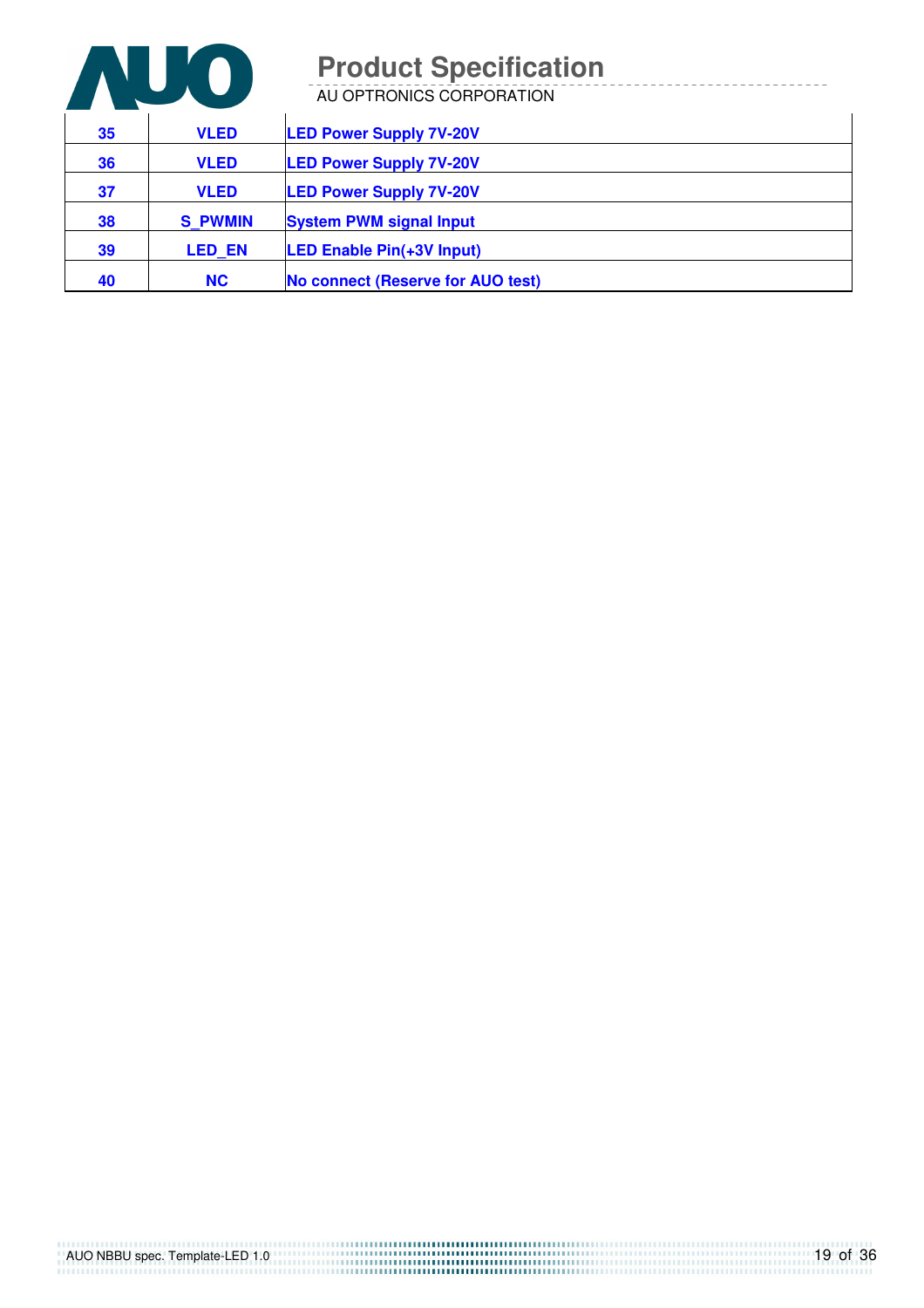| 35 | VLED | LED Power Supply 7V-20V |
|---|---|---|
| 36 | VLED | LED Power Supply 7V-20V |
| 37 | VLED | LED Power Supply 7V-20V |
| 38 | S_PWMIN | System PWM signal Input |
| 39 | LED_EN | LED Enable Pin(+3V Input) |
| 40 | NC | No connect (Reserve for AUO test) |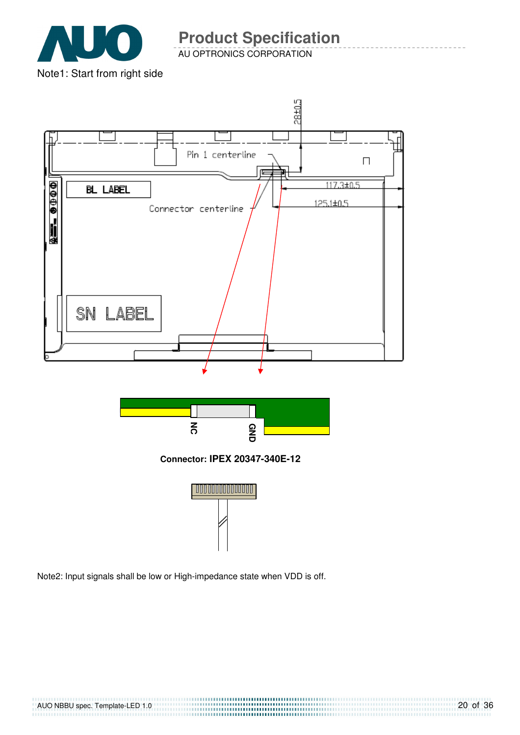Note1: Start from right side

Connector: IPEX 20347-340E-12

Note2: Input signals shall be low or High-impedance state when VDD is off.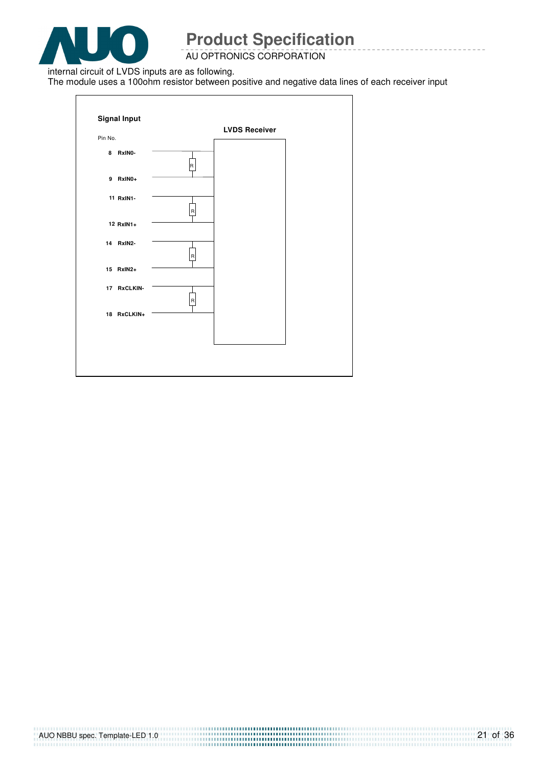internal circuit of LVDS inputs are as following.

The module uses a 100ohm resistor between positive and negative data lines of each receiver input

**Signal Input**

Pin No.

**LVDS Receiver**

| Pin No. | Signal |
|---|---|
| 8 | RxIN0- |
| 9 | RxIN0+ |
| 11 | RxIN1- |
| 12 | RxIN1+ |
| 14 | RxIN2- |
| 15 | RxIN2+ |
| 17 | RxCLKIN- |
| 18 | RxCLKIN+ |

R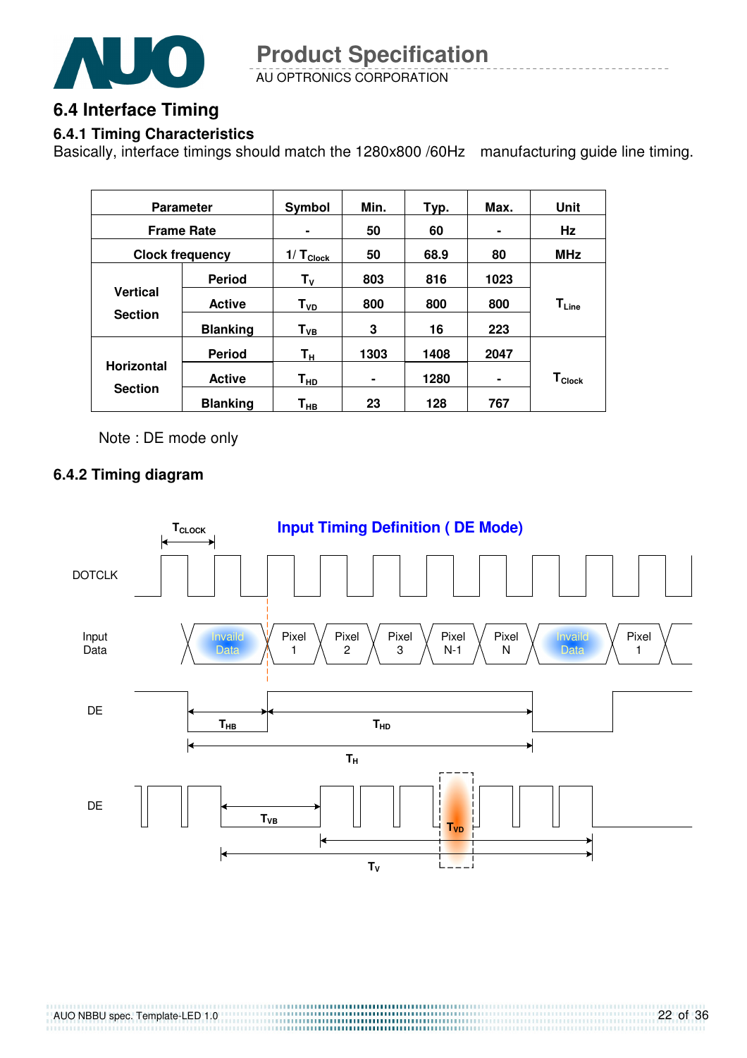## 6.4 Interface Timing

### 6.4.1 Timing Characteristics

Basically, interface timings should match the 1280x800 /60Hz manufacturing guide line timing.

| Parameter | | Symbol | Min. | Typ. | Max. | Unit |
|---|---|---|---|---|---|---|
| Frame Rate | | - | 50 | 60 | - | Hz |
| Clock frequency | | $1/\ T_{Clock}$ | 50 | 68.9 | 80 | MHz |
| Vertical Section | Period | $T_V$ | 803 | 816 | 1023 | $T_{Line}$ |
| | Active | $T_{VD}$ | 800 | 800 | 800 | |
| | Blanking | $T_{VB}$ | 3 | 16 | 223 | |
| Horizontal Section | Period | $T_H$ | 1303 | 1408 | 2047 | $T_{Clock}$ |
| | Active | $T_{HD}$ | - | 1280 | - | |
| | Blanking | $T_{HB}$ | 23 | 128 | 767 | |

Note : DE mode only

### 6.4.2 Timing diagram

**Input Timing Definition ( DE Mode)**

(Timing diagram showing DOTCLK, Input Data, DE signals with $T_{CLOCK}$, $T_{HB}$, $T_{HD}$, $T_H$, $T_{VB}$, $T_{VD}$, $T_V$; Input Data sequence: Invaild Data, Pixel 1, Pixel 2, Pixel 3, Pixel N-1, Pixel N, Invaild Data, Pixel 1)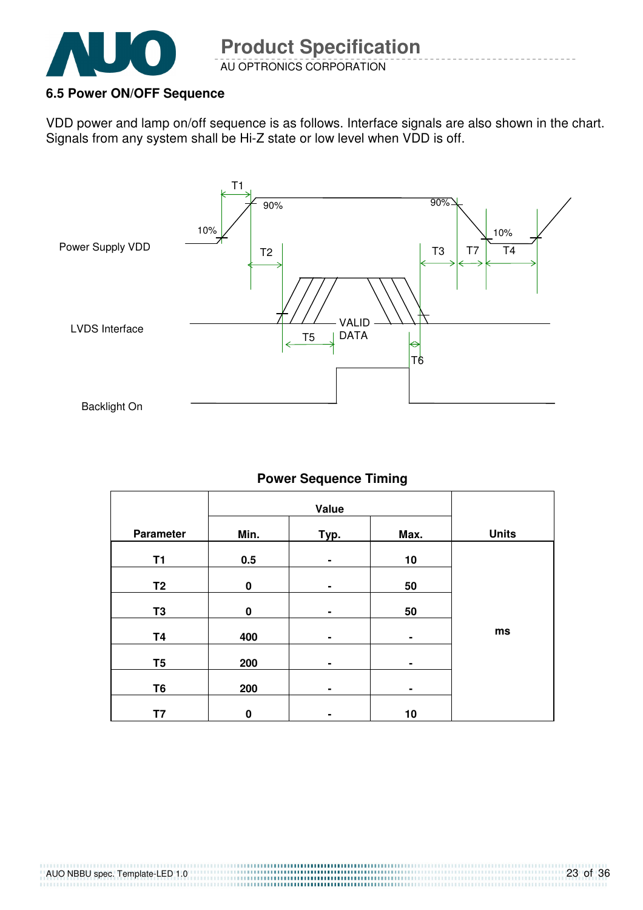### 6.5 Power ON/OFF Sequence

VDD power and lamp on/off sequence is as follows. Interface signals are also shown in the chart. Signals from any system shall be Hi-Z state or low level when VDD is off.

**Power Sequence Timing**

| Parameter | Value | | | Units |
|---|---|---|---|---|
| | Min. | Typ. | Max. | |
| T1 | 0.5 | - | 10 | ms |
| T2 | 0 | - | 50 | ms |
| T3 | 0 | - | 50 | ms |
| T4 | 400 | - | - | ms |
| T5 | 200 | - | - | ms |
| T6 | 200 | - | - | ms |
| T7 | 0 | - | 10 | ms |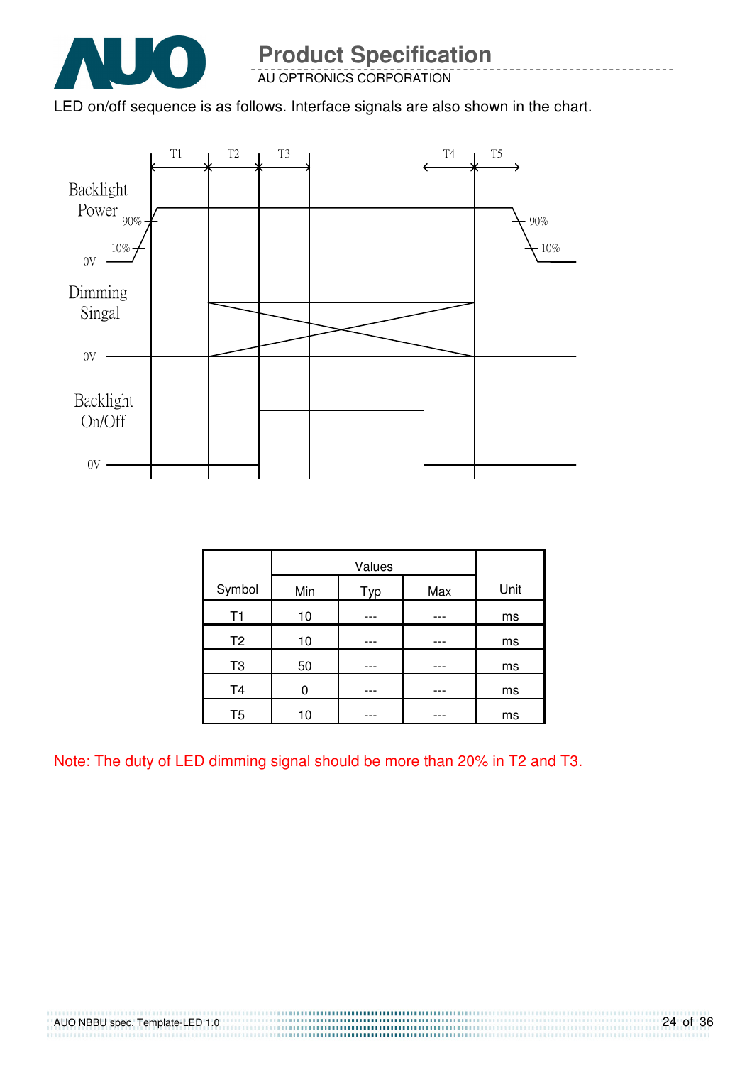LED on/off sequence is as follows. Interface signals are also shown in the chart.

| Symbol | Values | | | Unit |
|---|---|---|---|---|
| | Min | Typ | Max | |
| T1 | 10 | --- | --- | ms |
| T2 | 10 | --- | --- | ms |
| T3 | 50 | --- | --- | ms |
| T4 | 0 | --- | --- | ms |
| T5 | 10 | --- | --- | ms |

Note: The duty of LED dimming signal should be more than 20% in T2 and T3.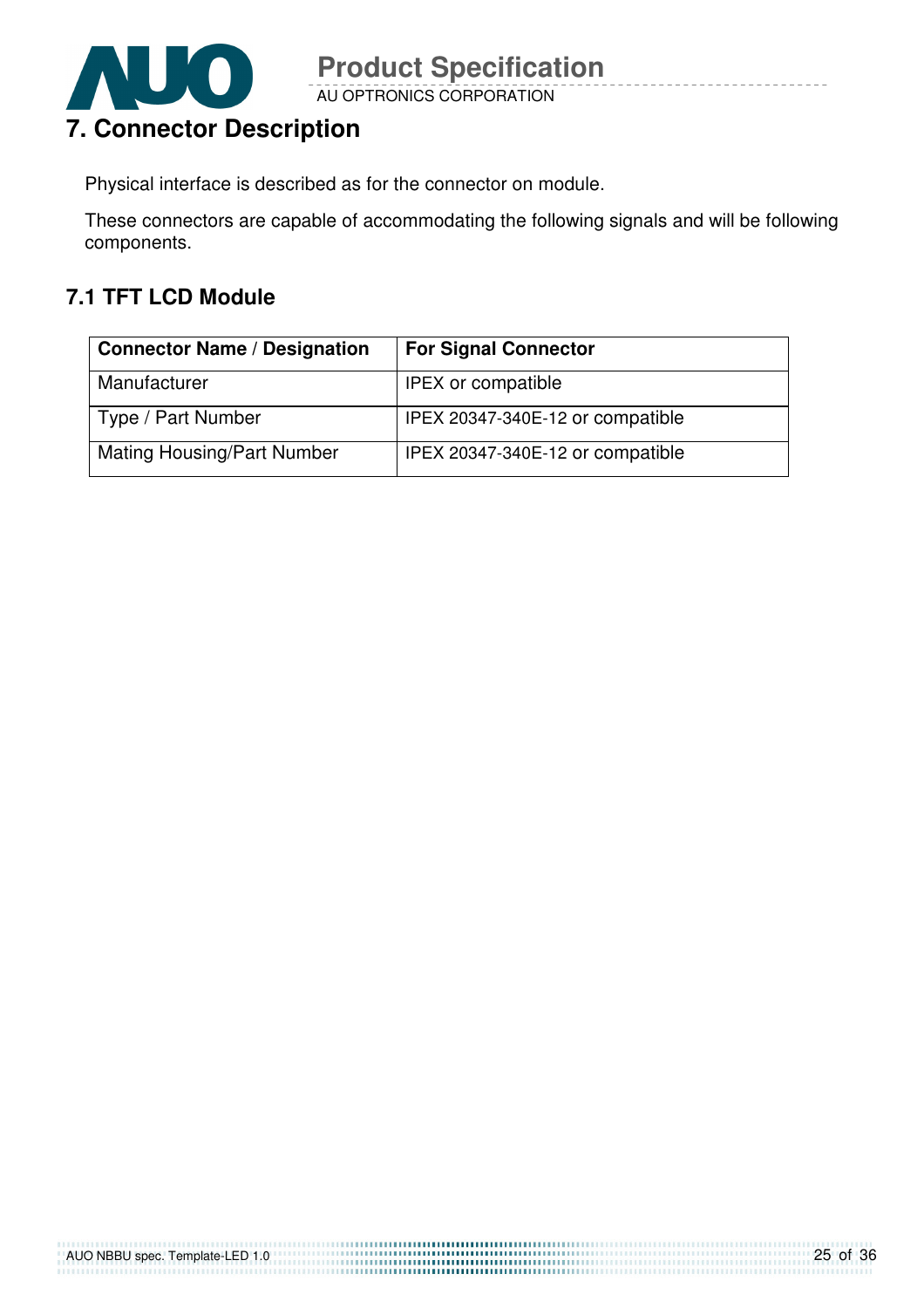# 7. Connector Description

Physical interface is described as for the connector on module.

These connectors are capable of accommodating the following signals and will be following components.

## 7.1 TFT LCD Module

| Connector Name / Designation | For Signal Connector |
|---|---|
| Manufacturer | IPEX or compatible |
| Type / Part Number | IPEX 20347-340E-12 or compatible |
| Mating Housing/Part Number | IPEX 20347-340E-12 or compatible |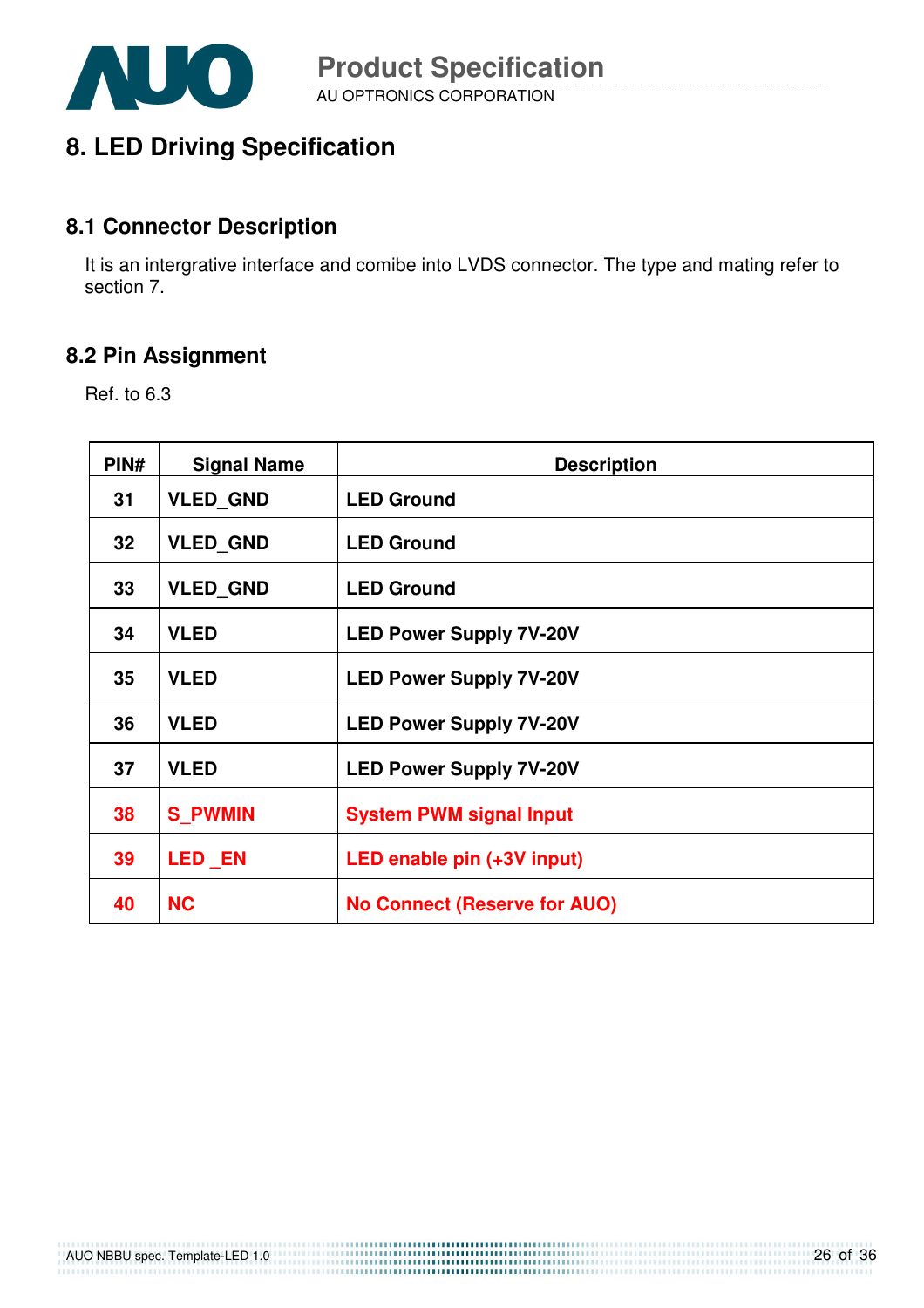# 8. LED Driving Specification

## 8.1 Connector Description

It is an intergrative interface and comibe into LVDS connector. The type and mating refer to section 7.

## 8.2 Pin Assignment

Ref. to 6.3

| PIN# | Signal Name | Description |
|---|---|---|
| 31 | VLED_GND | LED Ground |
| 32 | VLED_GND | LED Ground |
| 33 | VLED_GND | LED Ground |
| 34 | VLED | LED Power Supply 7V-20V |
| 35 | VLED | LED Power Supply 7V-20V |
| 36 | VLED | LED Power Supply 7V-20V |
| 37 | VLED | LED Power Supply 7V-20V |
| 38 | S_PWMIN | System PWM signal Input |
| 39 | LED _EN | LED enable pin (+3V input) |
| 40 | NC | No Connect (Reserve for AUO) |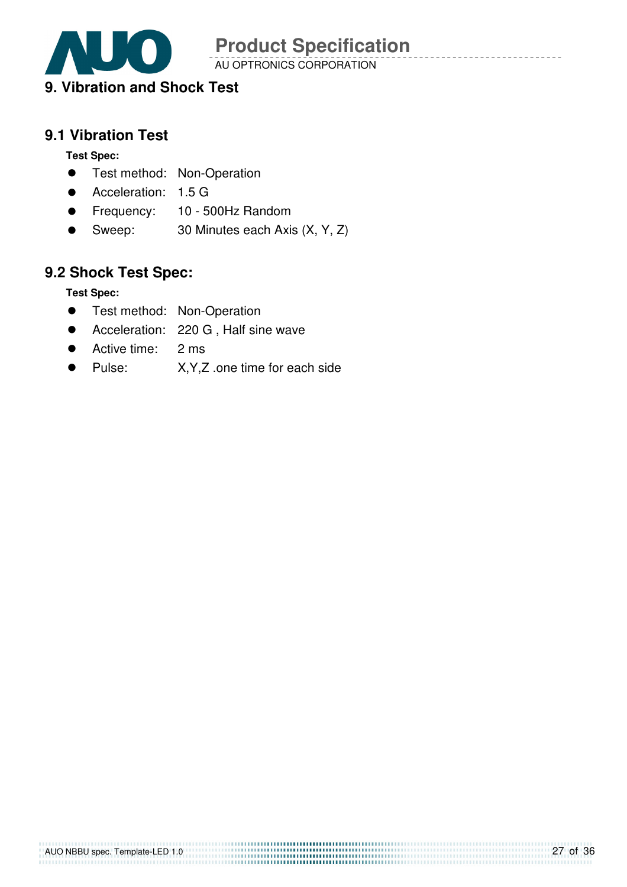# 9. Vibration and Shock Test

## 9.1 Vibration Test

**Test Spec:**

- Test method: Non-Operation
- Acceleration: 1.5 G
- Frequency: 10 - 500Hz Random
- Sweep: 30 Minutes each Axis (X, Y, Z)

## 9.2 Shock Test Spec:

**Test Spec:**

- Test method: Non-Operation
- Acceleration: 220 G , Half sine wave
- Active time: 2 ms
- Pulse: X,Y,Z .one time for each side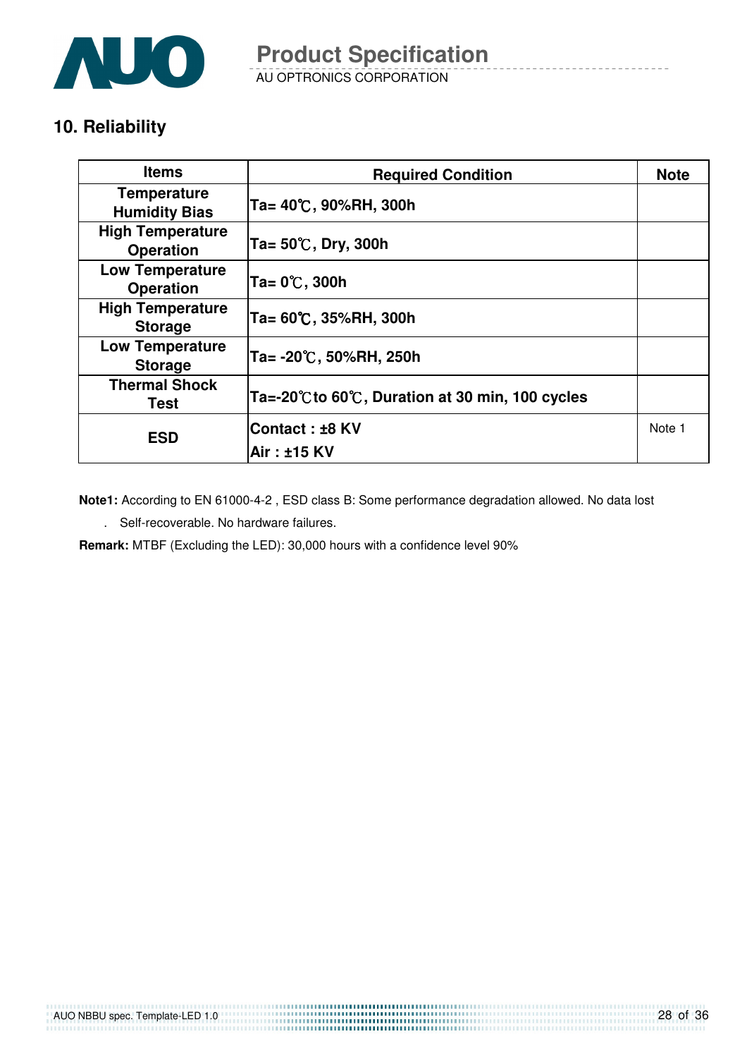## 10. Reliability

| Items | Required Condition | Note |
|---|---|---|
| Temperature Humidity Bias | Ta= 40℃, 90%RH, 300h | |
| High Temperature Operation | Ta= 50℃, Dry, 300h | |
| Low Temperature Operation | Ta= 0℃, 300h | |
| High Temperature Storage | Ta= 60℃, 35%RH, 300h | |
| Low Temperature Storage | Ta= -20℃, 50%RH, 250h | |
| Thermal Shock Test | Ta=-20℃to 60℃, Duration at 30 min, 100 cycles | |
| ESD | Contact : ±8 KV<br>Air : ±15 KV | Note 1 |

**Note1:** According to EN 61000-4-2 , ESD class B: Some performance degradation allowed. No data lost

. Self-recoverable. No hardware failures.

**Remark:** MTBF (Excluding the LED): 30,000 hours with a confidence level 90%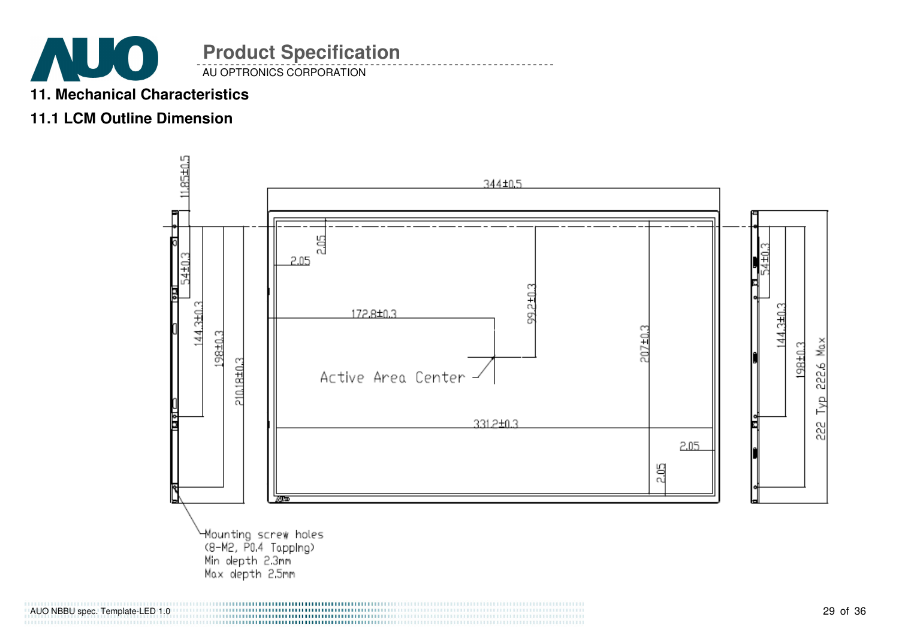## 11. Mechanical Characteristics

### 11.1 LCM Outline Dimension

344±0.5

11.85±0.5

54±0.3

144.3±0.3

198±0.3

210.18±0.3

2.05

2.05

172.8±0.3

99.2±0.3

207±0.3

Active Area Center

331.2±0.3

2.05

2.05

54±0.3

144.3±0.3

198±0.3

222 Typ 222.6 Max

Mounting screw holes
(8-M2, P0.4 Tapping)
Min depth 2.3mm
Max depth 2.5mm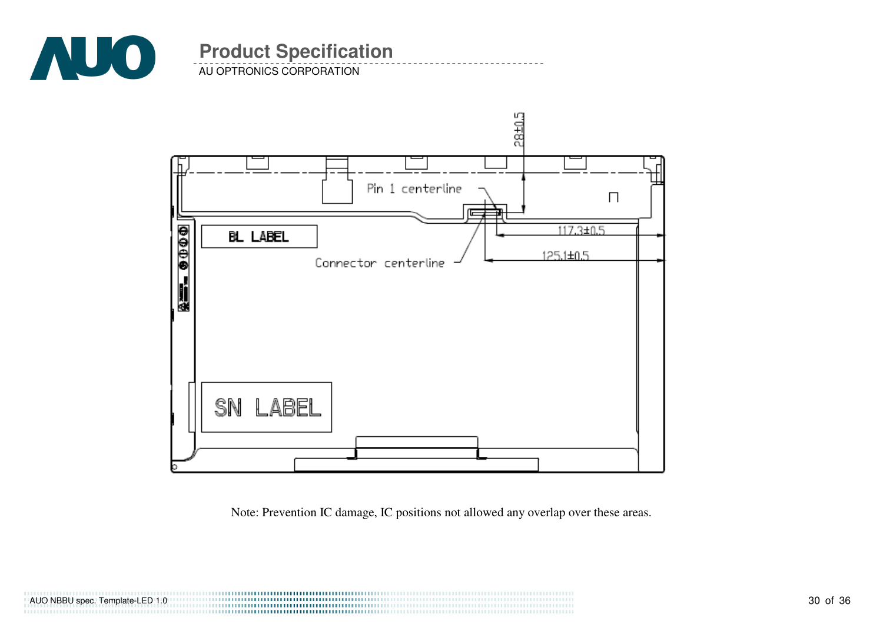Pin 1 centerline

28±0.5

BL LABEL

117.3±0.5

Connector centerline

125.1±0.5

SN LABEL

Note: Prevention IC damage, IC positions not allowed any overlap over these areas.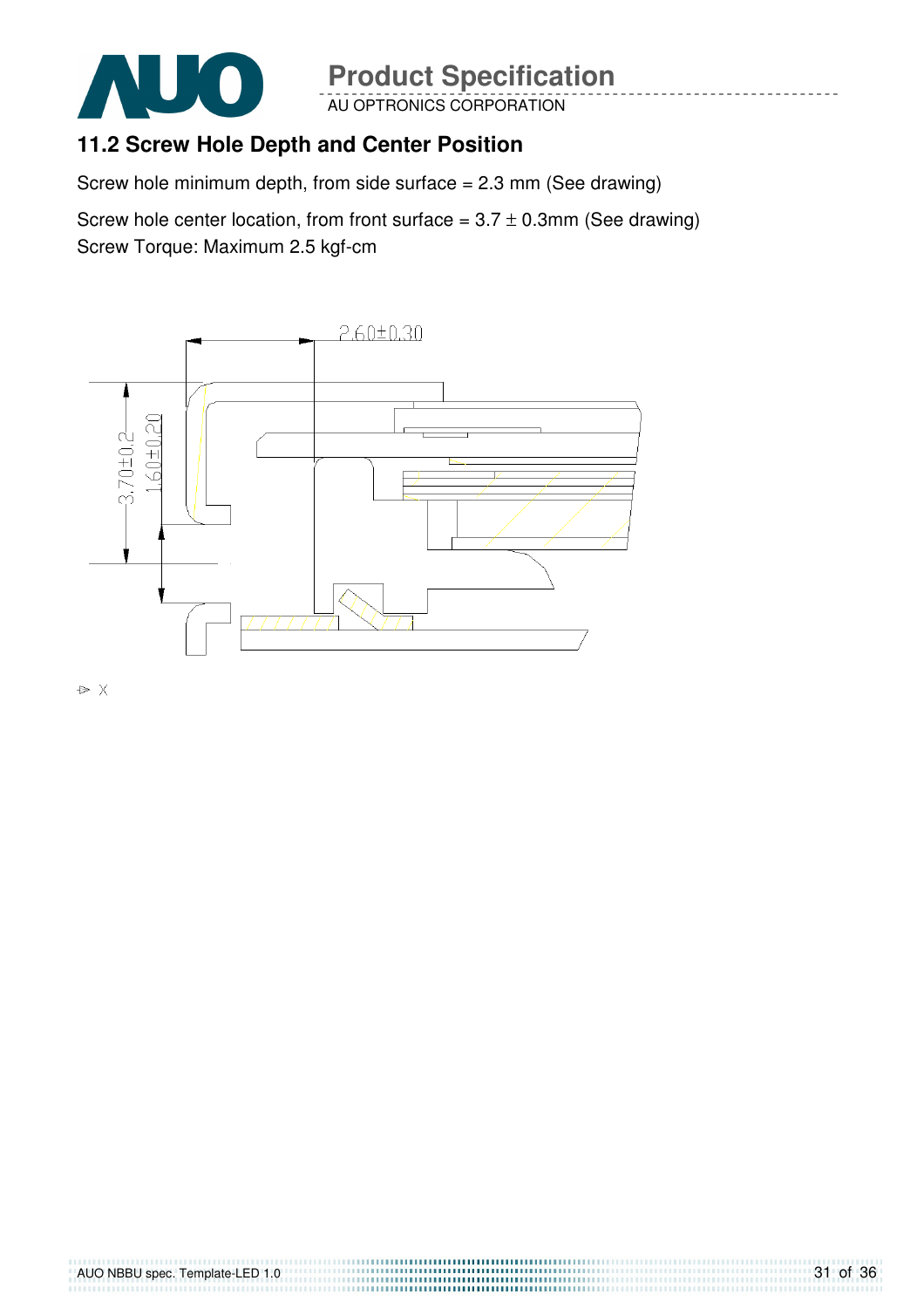## 11.2 Screw Hole Depth and Center Position

Screw hole minimum depth, from side surface = 2.3 mm (See drawing)

Screw hole center location, from front surface = 3.7 ± 0.3mm (See drawing)
Screw Torque: Maximum 2.5 kgf-cm

2.60±0.30

3.70±0.2

1.60±0.20

X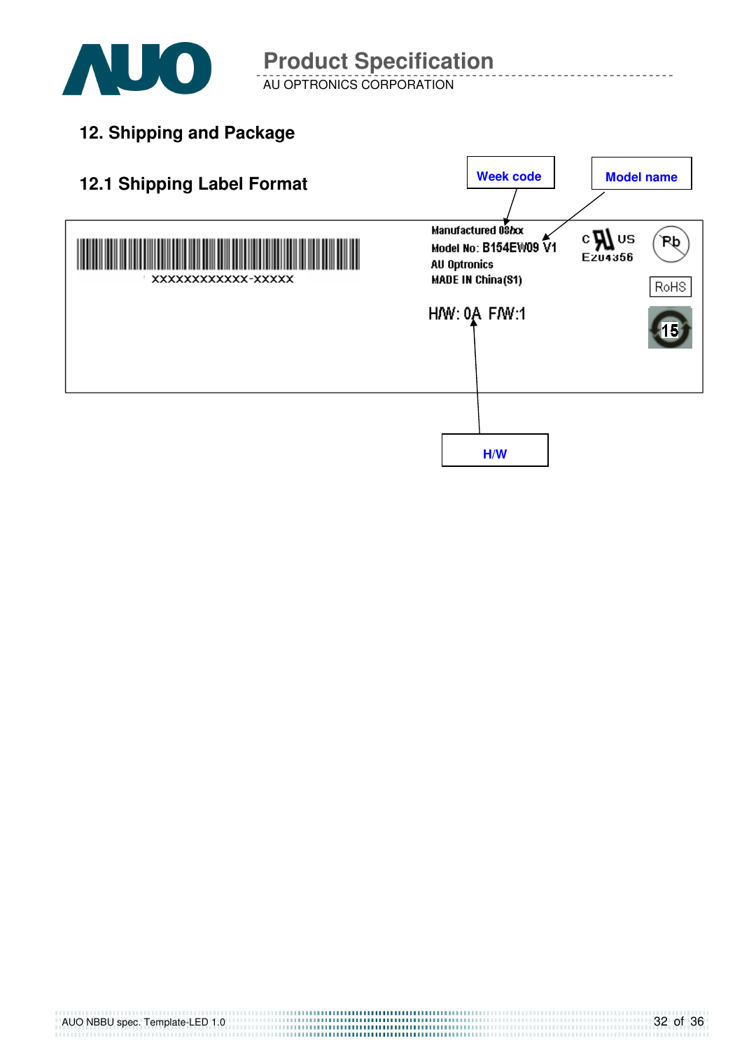## 12. Shipping and Package

### 12.1 Shipping Label Format

Week code

Model name

XXXXXXXXXXXX-XXXXX

Manufactured 08/xx

Model No: B154EW09 V1

AU Optronics

MADE IN China(S1)

H/W: 0A F/W:1

c US

E204356

Pb

RoHS

15

H/W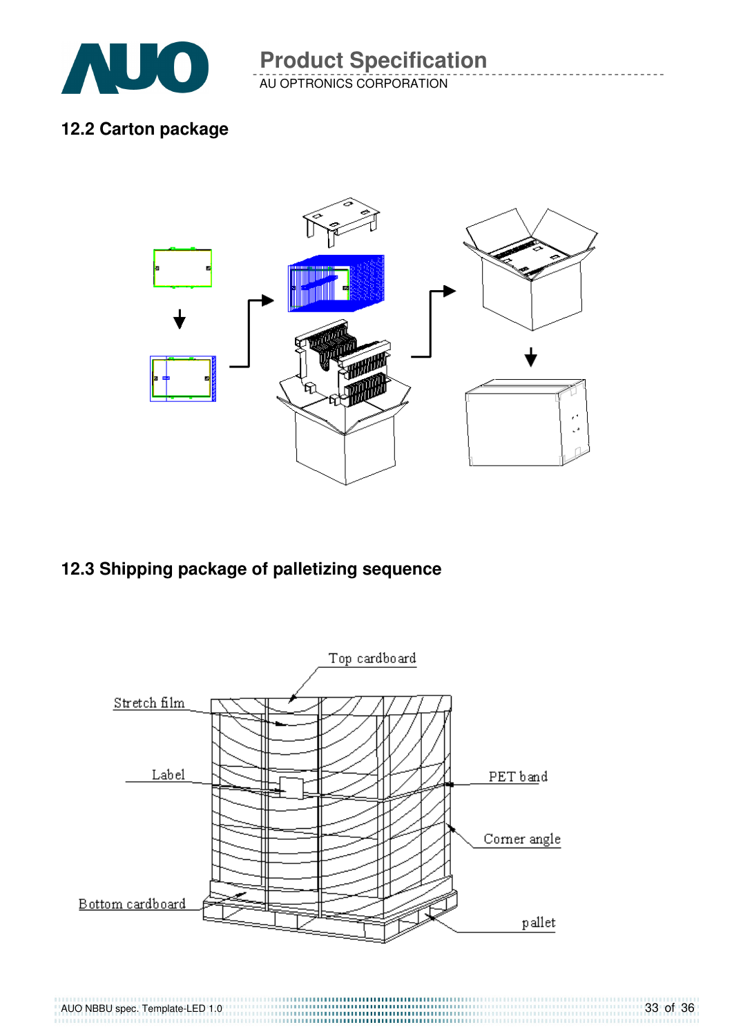## 12.2 Carton package

## 12.3 Shipping package of palletizing sequence

Top cardboard

Stretch film

Label

PET band

Corner angle

Bottom cardboard

pallet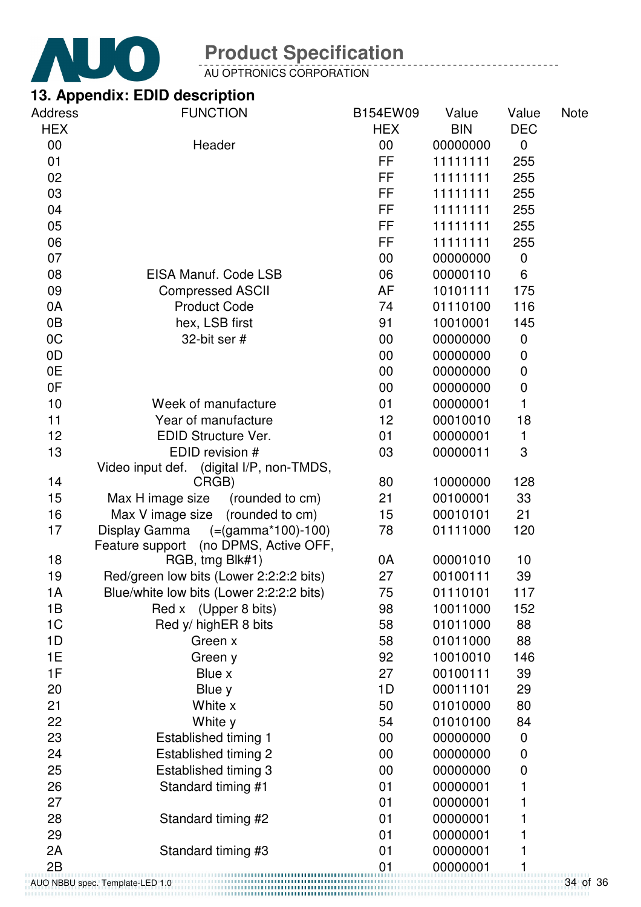## 13. Appendix: EDID description

| Address HEX | FUNCTION | B154EW09 HEX | Value BIN | Value DEC | Note |
|---|---|---|---|---|---|
| 00 | Header | 00 | 00000000 | 0 | |
| 01 | | FF | 11111111 | 255 | |
| 02 | | FF | 11111111 | 255 | |
| 03 | | FF | 11111111 | 255 | |
| 04 | | FF | 11111111 | 255 | |
| 05 | | FF | 11111111 | 255 | |
| 06 | | FF | 11111111 | 255 | |
| 07 | | 00 | 00000000 | 0 | |
| 08 | EISA Manuf. Code LSB | 06 | 00000110 | 6 | |
| 09 | Compressed ASCII | AF | 10101111 | 175 | |
| 0A | Product Code | 74 | 01110100 | 116 | |
| 0B | hex, LSB first | 91 | 10010001 | 145 | |
| 0C | 32-bit ser # | 00 | 00000000 | 0 | |
| 0D | | 00 | 00000000 | 0 | |
| 0E | | 00 | 00000000 | 0 | |
| 0F | | 00 | 00000000 | 0 | |
| 10 | Week of manufacture | 01 | 00000001 | 1 | |
| 11 | Year of manufacture | 12 | 00010010 | 18 | |
| 12 | EDID Structure Ver. | 01 | 00000001 | 1 | |
| 13 | EDID revision # | 03 | 00000011 | 3 | |
| 14 | Video input def. (digital I/P, non-TMDS, CRGB) | 80 | 10000000 | 128 | |
| 15 | Max H image size (rounded to cm) | 21 | 00100001 | 33 | |
| 16 | Max V image size (rounded to cm) | 15 | 00010101 | 21 | |
| 17 | Display Gamma (=(gamma*100)-100) | 78 | 01111000 | 120 | |
| 18 | Feature support (no DPMS, Active OFF, RGB, tmg Blk#1) | 0A | 00001010 | 10 | |
| 19 | Red/green low bits (Lower 2:2:2:2 bits) | 27 | 00100111 | 39 | |
| 1A | Blue/white low bits (Lower 2:2:2:2 bits) | 75 | 01110101 | 117 | |
| 1B | Red x (Upper 8 bits) | 98 | 10011000 | 152 | |
| 1C | Red y/ highER 8 bits | 58 | 01011000 | 88 | |
| 1D | Green x | 58 | 01011000 | 88 | |
| 1E | Green y | 92 | 10010010 | 146 | |
| 1F | Blue x | 27 | 00100111 | 39 | |
| 20 | Blue y | 1D | 00011101 | 29 | |
| 21 | White x | 50 | 01010000 | 80 | |
| 22 | White y | 54 | 01010100 | 84 | |
| 23 | Established timing 1 | 00 | 00000000 | 0 | |
| 24 | Established timing 2 | 00 | 00000000 | 0 | |
| 25 | Established timing 3 | 00 | 00000000 | 0 | |
| 26 | Standard timing #1 | 01 | 00000001 | 1 | |
| 27 | | 01 | 00000001 | 1 | |
| 28 | Standard timing #2 | 01 | 00000001 | 1 | |
| 29 | | 01 | 00000001 | 1 | |
| 2A | Standard timing #3 | 01 | 00000001 | 1 | |
| 2B | | 01 | 00000001 | 1 | |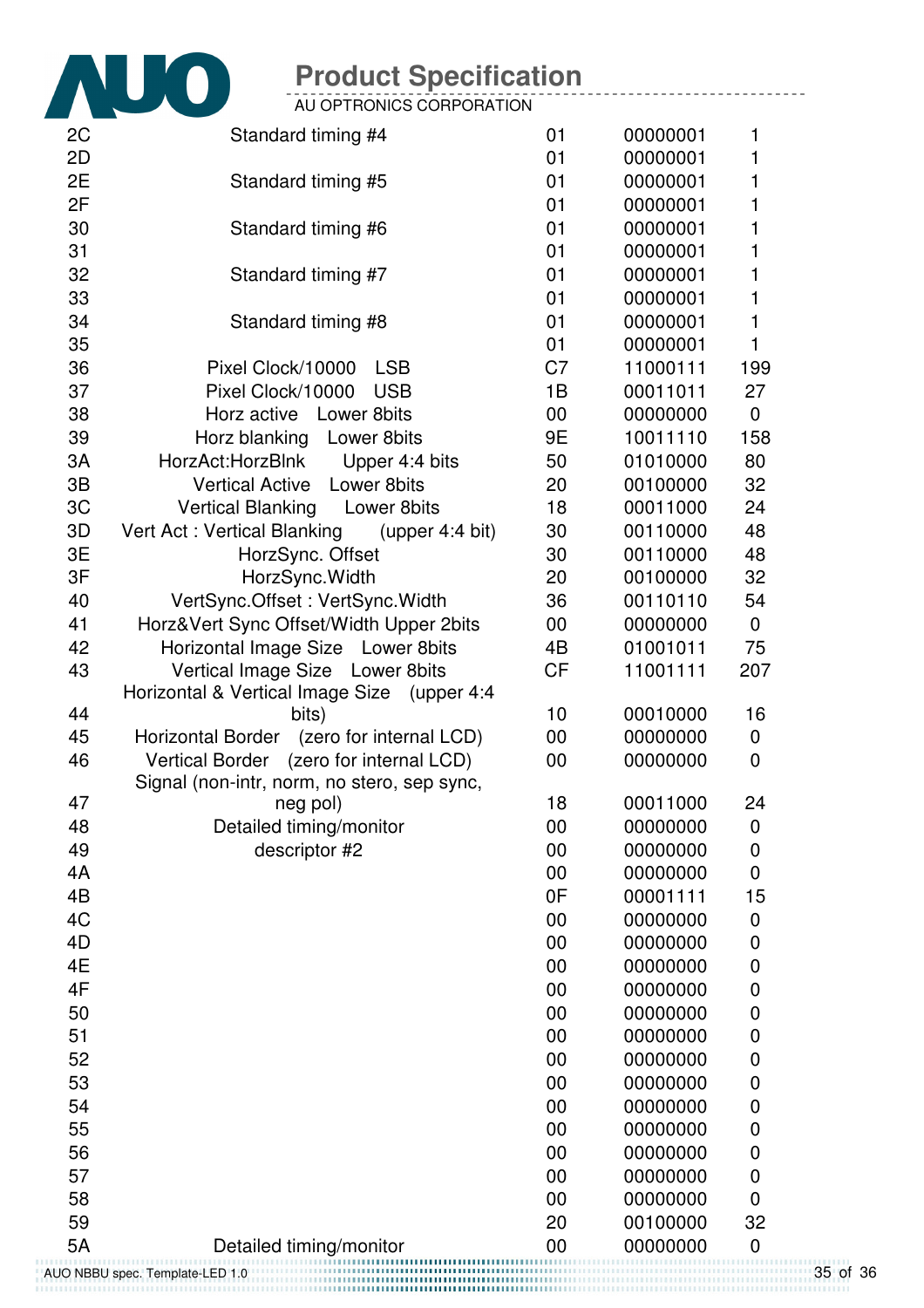| | | | | |
|---|---|---|---|---|
| 2C | Standard timing #4 | 01 | 00000001 | 1 |
| 2D | | 01 | 00000001 | 1 |
| 2E | Standard timing #5 | 01 | 00000001 | 1 |
| 2F | | 01 | 00000001 | 1 |
| 30 | Standard timing #6 | 01 | 00000001 | 1 |
| 31 | | 01 | 00000001 | 1 |
| 32 | Standard timing #7 | 01 | 00000001 | 1 |
| 33 | | 01 | 00000001 | 1 |
| 34 | Standard timing #8 | 01 | 00000001 | 1 |
| 35 | | 01 | 00000001 | 1 |
| 36 | Pixel Clock/10000 LSB | C7 | 11000111 | 199 |
| 37 | Pixel Clock/10000 USB | 1B | 00011011 | 27 |
| 38 | Horz active Lower 8bits | 00 | 00000000 | 0 |
| 39 | Horz blanking Lower 8bits | 9E | 10011110 | 158 |
| 3A | HorzAct:HorzBlnk Upper 4:4 bits | 50 | 01010000 | 80 |
| 3B | Vertical Active Lower 8bits | 20 | 00100000 | 32 |
| 3C | Vertical Blanking Lower 8bits | 18 | 00011000 | 24 |
| 3D | Vert Act : Vertical Blanking (upper 4:4 bit) | 30 | 00110000 | 48 |
| 3E | HorzSync. Offset | 30 | 00110000 | 48 |
| 3F | HorzSync.Width | 20 | 00100000 | 32 |
| 40 | VertSync.Offset : VertSync.Width | 36 | 00110110 | 54 |
| 41 | Horz&Vert Sync Offset/Width Upper 2bits | 00 | 00000000 | 0 |
| 42 | Horizontal Image Size Lower 8bits | 4B | 01001011 | 75 |
| 43 | Vertical Image Size Lower 8bits | CF | 11001111 | 207 |
| 44 | Horizontal & Vertical Image Size (upper 4:4 bits) | 10 | 00010000 | 16 |
| 45 | Horizontal Border (zero for internal LCD) | 00 | 00000000 | 0 |
| 46 | Vertical Border (zero for internal LCD) | 00 | 00000000 | 0 |
| 47 | Signal (non-intr, norm, no stero, sep sync, neg pol) | 18 | 00011000 | 24 |
| 48 | Detailed timing/monitor | 00 | 00000000 | 0 |
| 49 | descriptor #2 | 00 | 00000000 | 0 |
| 4A | | 00 | 00000000 | 0 |
| 4B | | 0F | 00001111 | 15 |
| 4C | | 00 | 00000000 | 0 |
| 4D | | 00 | 00000000 | 0 |
| 4E | | 00 | 00000000 | 0 |
| 4F | | 00 | 00000000 | 0 |
| 50 | | 00 | 00000000 | 0 |
| 51 | | 00 | 00000000 | 0 |
| 52 | | 00 | 00000000 | 0 |
| 53 | | 00 | 00000000 | 0 |
| 54 | | 00 | 00000000 | 0 |
| 55 | | 00 | 00000000 | 0 |
| 56 | | 00 | 00000000 | 0 |
| 57 | | 00 | 00000000 | 0 |
| 58 | | 00 | 00000000 | 0 |
| 59 | | 20 | 00100000 | 32 |
| 5A | Detailed timing/monitor | 00 | 00000000 | 0 |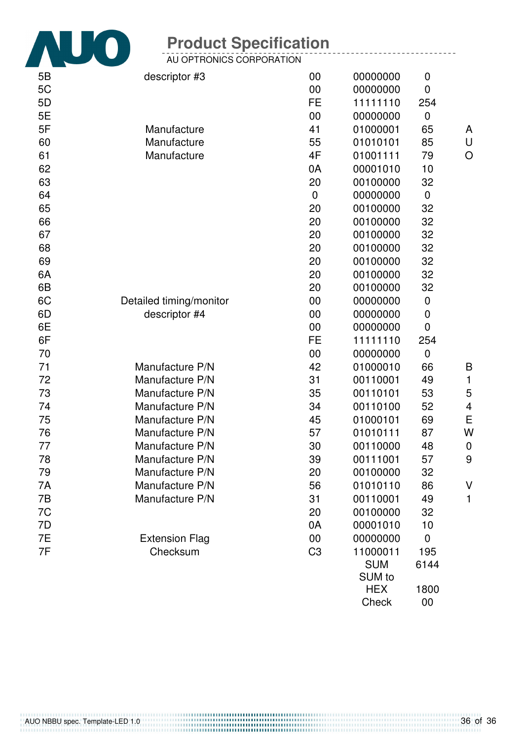| | | | | | |
|---|---|---|---|---|---|
| 5B | descriptor #3 | 00 | 00000000 | 0 | |
| 5C | | 00 | 00000000 | 0 | |
| 5D | | FE | 11111110 | 254 | |
| 5E | | 00 | 00000000 | 0 | |
| 5F | Manufacture | 41 | 01000001 | 65 | A |
| 60 | Manufacture | 55 | 01010101 | 85 | U |
| 61 | Manufacture | 4F | 01001111 | 79 | O |
| 62 | | 0A | 00001010 | 10 | |
| 63 | | 20 | 00100000 | 32 | |
| 64 | | 0 | 00000000 | 0 | |
| 65 | | 20 | 00100000 | 32 | |
| 66 | | 20 | 00100000 | 32 | |
| 67 | | 20 | 00100000 | 32 | |
| 68 | | 20 | 00100000 | 32 | |
| 69 | | 20 | 00100000 | 32 | |
| 6A | | 20 | 00100000 | 32 | |
| 6B | | 20 | 00100000 | 32 | |
| 6C | Detailed timing/monitor | 00 | 00000000 | 0 | |
| 6D | descriptor #4 | 00 | 00000000 | 0 | |
| 6E | | 00 | 00000000 | 0 | |
| 6F | | FE | 11111110 | 254 | |
| 70 | | 00 | 00000000 | 0 | |
| 71 | Manufacture P/N | 42 | 01000010 | 66 | B |
| 72 | Manufacture P/N | 31 | 00110001 | 49 | 1 |
| 73 | Manufacture P/N | 35 | 00110101 | 53 | 5 |
| 74 | Manufacture P/N | 34 | 00110100 | 52 | 4 |
| 75 | Manufacture P/N | 45 | 01000101 | 69 | E |
| 76 | Manufacture P/N | 57 | 01010111 | 87 | W |
| 77 | Manufacture P/N | 30 | 00110000 | 48 | 0 |
| 78 | Manufacture P/N | 39 | 00111001 | 57 | 9 |
| 79 | Manufacture P/N | 20 | 00100000 | 32 | |
| 7A | Manufacture P/N | 56 | 01010110 | 86 | V |
| 7B | Manufacture P/N | 31 | 00110001 | 49 | 1 |
| 7C | | 20 | 00100000 | 32 | |
| 7D | | 0A | 00001010 | 10 | |
| 7E | Extension Flag | 00 | 00000000 | 0 | |
| 7F | Checksum | C3 | 11000011 | 195 | |
| | | | SUM | 6144 | |
| | | | SUM to HEX | 1800 | |
| | | | Check | 00 | |